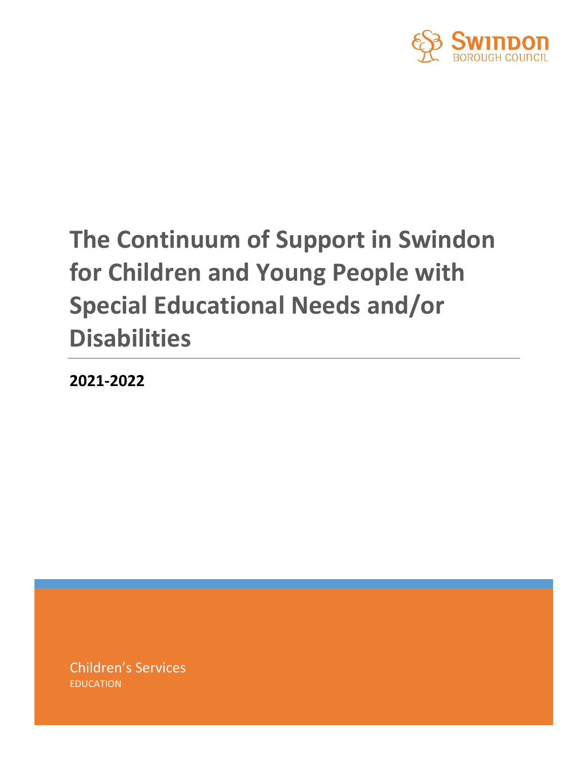Swindon Borough Council

# The Continuum of Support in Swindon for Children and Young People with Special Educational Needs and/or Disabilities

**2021-2022**

Children's Services

EDUCATION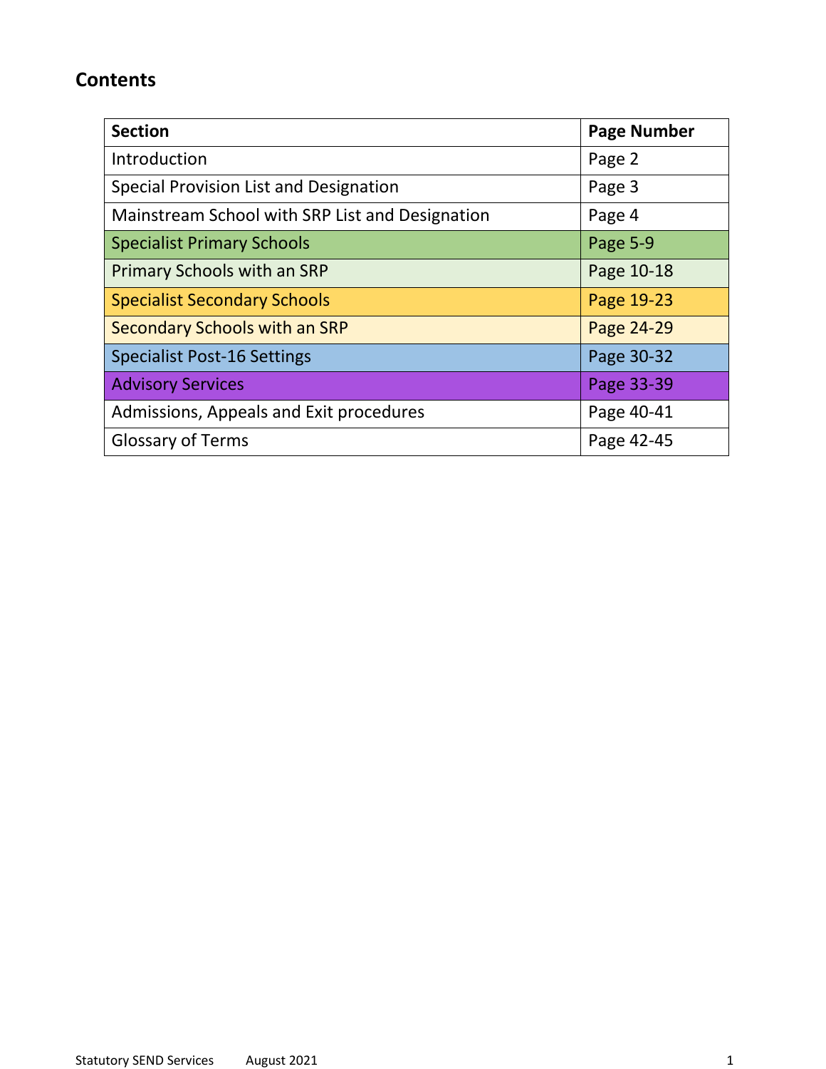## Contents

| Section | Page Number |
| --- | --- |
| Introduction | Page 2 |
| Special Provision List and Designation | Page 3 |
| Mainstream School with SRP List and Designation | Page 4 |
| Specialist Primary Schools | Page 5-9 |
| Primary Schools with an SRP | Page 10-18 |
| Specialist Secondary Schools | Page 19-23 |
| Secondary Schools with an SRP | Page 24-29 |
| Specialist Post-16 Settings | Page 30-32 |
| Advisory Services | Page 33-39 |
| Admissions, Appeals and Exit procedures | Page 40-41 |
| Glossary of Terms | Page 42-45 |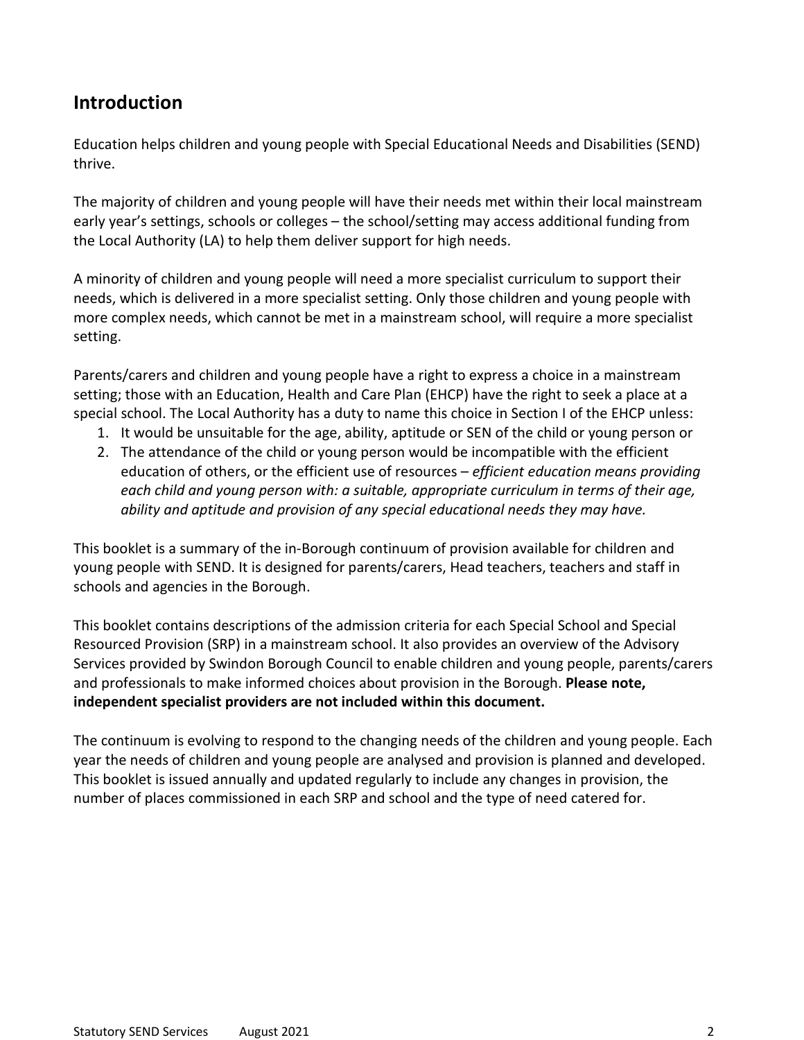## Introduction

Education helps children and young people with Special Educational Needs and Disabilities (SEND) thrive.

The majority of children and young people will have their needs met within their local mainstream early year's settings, schools or colleges – the school/setting may access additional funding from the Local Authority (LA) to help them deliver support for high needs.

A minority of children and young people will need a more specialist curriculum to support their needs, which is delivered in a more specialist setting. Only those children and young people with more complex needs, which cannot be met in a mainstream school, will require a more specialist setting.

Parents/carers and children and young people have a right to express a choice in a mainstream setting; those with an Education, Health and Care Plan (EHCP) have the right to seek a place at a special school. The Local Authority has a duty to name this choice in Section I of the EHCP unless:

1. It would be unsuitable for the age, ability, aptitude or SEN of the child or young person or
2. The attendance of the child or young person would be incompatible with the efficient education of others, or the efficient use of resources – *efficient education means providing each child and young person with: a suitable, appropriate curriculum in terms of their age, ability and aptitude and provision of any special educational needs they may have.*

This booklet is a summary of the in-Borough continuum of provision available for children and young people with SEND. It is designed for parents/carers, Head teachers, teachers and staff in schools and agencies in the Borough.

This booklet contains descriptions of the admission criteria for each Special School and Special Resourced Provision (SRP) in a mainstream school. It also provides an overview of the Advisory Services provided by Swindon Borough Council to enable children and young people, parents/carers and professionals to make informed choices about provision in the Borough. **Please note, independent specialist providers are not included within this document.**

The continuum is evolving to respond to the changing needs of the children and young people. Each year the needs of children and young people are analysed and provision is planned and developed. This booklet is issued annually and updated regularly to include any changes in provision, the number of places commissioned in each SRP and school and the type of need catered for.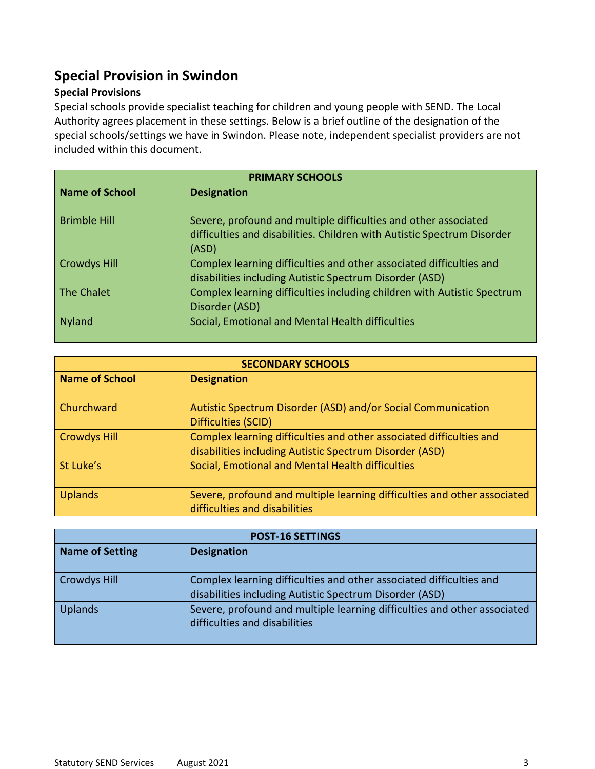## Special Provision in Swindon

### Special Provisions

Special schools provide specialist teaching for children and young people with SEND. The Local Authority agrees placement in these settings. Below is a brief outline of the designation of the special schools/settings we have in Swindon. Please note, independent specialist providers are not included within this document.

| PRIMARY SCHOOLS | |
|---|---|
| **Name of School** | **Designation** |
| Brimble Hill | Severe, profound and multiple difficulties and other associated difficulties and disabilities. Children with Autistic Spectrum Disorder (ASD) |
| Crowdys Hill | Complex learning difficulties and other associated difficulties and disabilities including Autistic Spectrum Disorder (ASD) |
| The Chalet | Complex learning difficulties including children with Autistic Spectrum Disorder (ASD) |
| Nyland | Social, Emotional and Mental Health difficulties |

| SECONDARY SCHOOLS | |
|---|---|
| **Name of School** | **Designation** |
| Churchward | Autistic Spectrum Disorder (ASD) and/or Social Communication Difficulties (SCID) |
| Crowdys Hill | Complex learning difficulties and other associated difficulties and disabilities including Autistic Spectrum Disorder (ASD) |
| St Luke's | Social, Emotional and Mental Health difficulties |
| Uplands | Severe, profound and multiple learning difficulties and other associated difficulties and disabilities |

| POST-16 SETTINGS | |
|---|---|
| **Name of Setting** | **Designation** |
| Crowdys Hill | Complex learning difficulties and other associated difficulties and disabilities including Autistic Spectrum Disorder (ASD) |
| Uplands | Severe, profound and multiple learning difficulties and other associated difficulties and disabilities |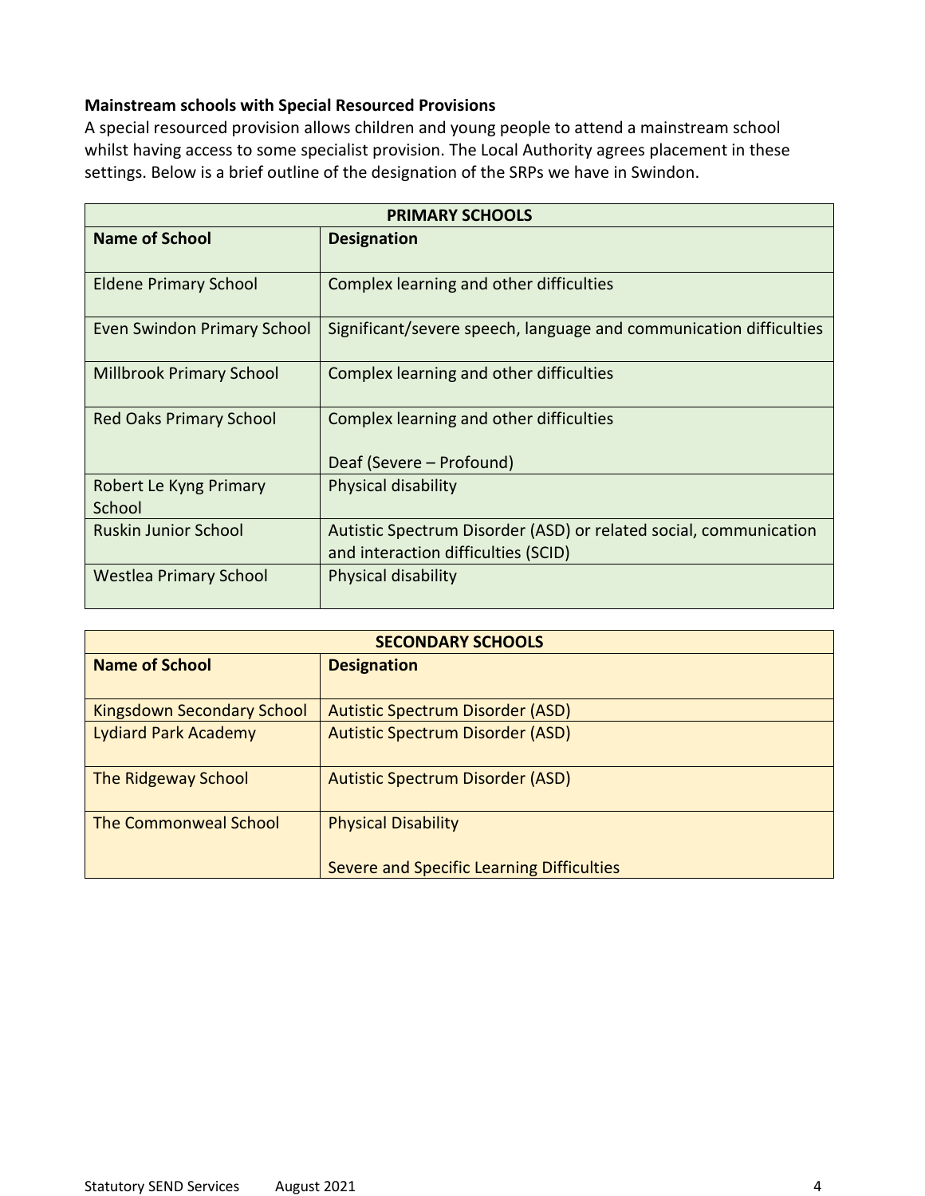**Mainstream schools with Special Resourced Provisions**

A special resourced provision allows children and young people to attend a mainstream school whilst having access to some specialist provision. The Local Authority agrees placement in these settings. Below is a brief outline of the designation of the SRPs we have in Swindon.

| PRIMARY SCHOOLS | |
|---|---|
| **Name of School** | **Designation** |
| Eldene Primary School | Complex learning and other difficulties |
| Even Swindon Primary School | Significant/severe speech, language and communication difficulties |
| Millbrook Primary School | Complex learning and other difficulties |
| Red Oaks Primary School | Complex learning and other difficulties<br><br>Deaf (Severe – Profound) |
| Robert Le Kyng Primary School | Physical disability |
| Ruskin Junior School | Autistic Spectrum Disorder (ASD) or related social, communication and interaction difficulties (SCID) |
| Westlea Primary School | Physical disability |

| SECONDARY SCHOOLS | |
|---|---|
| **Name of School** | **Designation** |
| Kingsdown Secondary School | Autistic Spectrum Disorder (ASD) |
| Lydiard Park Academy | Autistic Spectrum Disorder (ASD) |
| The Ridgeway School | Autistic Spectrum Disorder (ASD) |
| The Commonweal School | Physical Disability<br><br>Severe and Specific Learning Difficulties |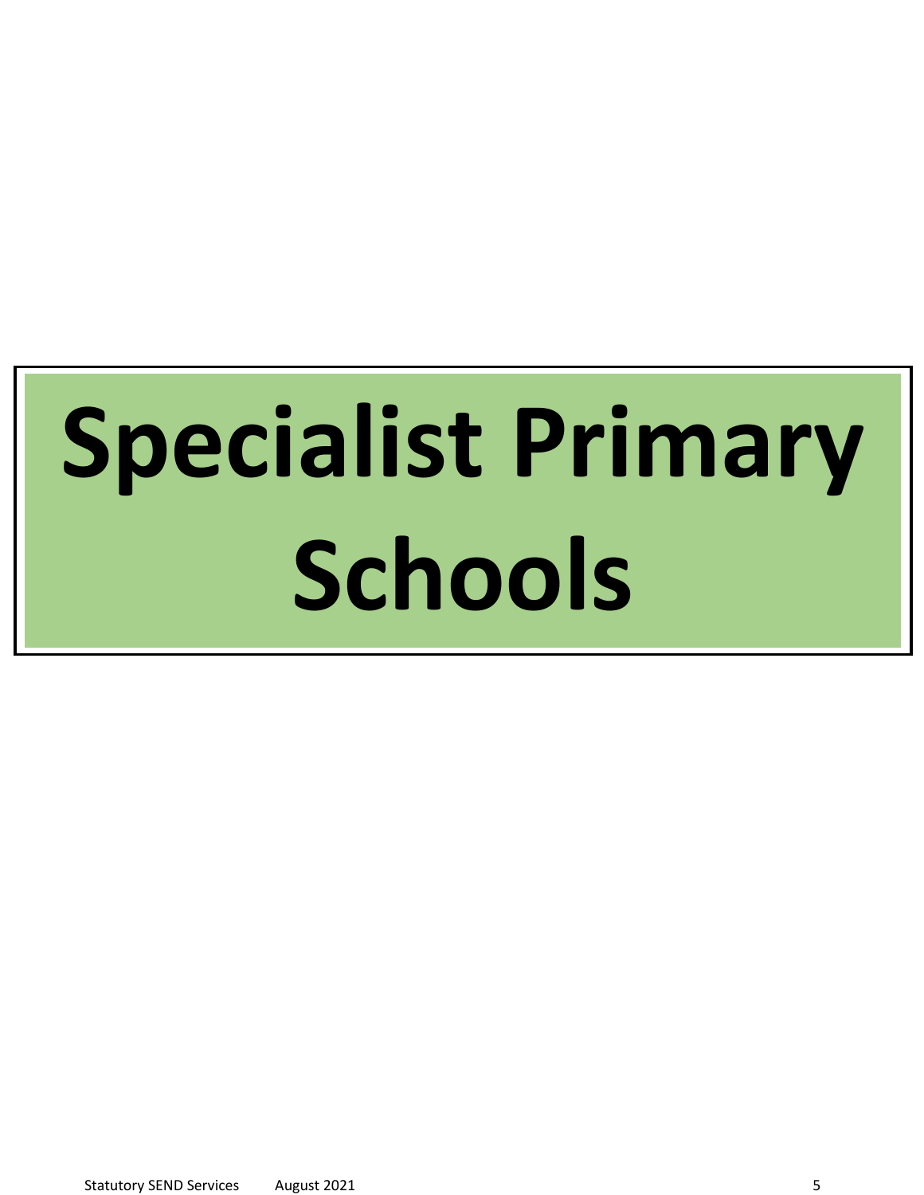# Specialist Primary Schools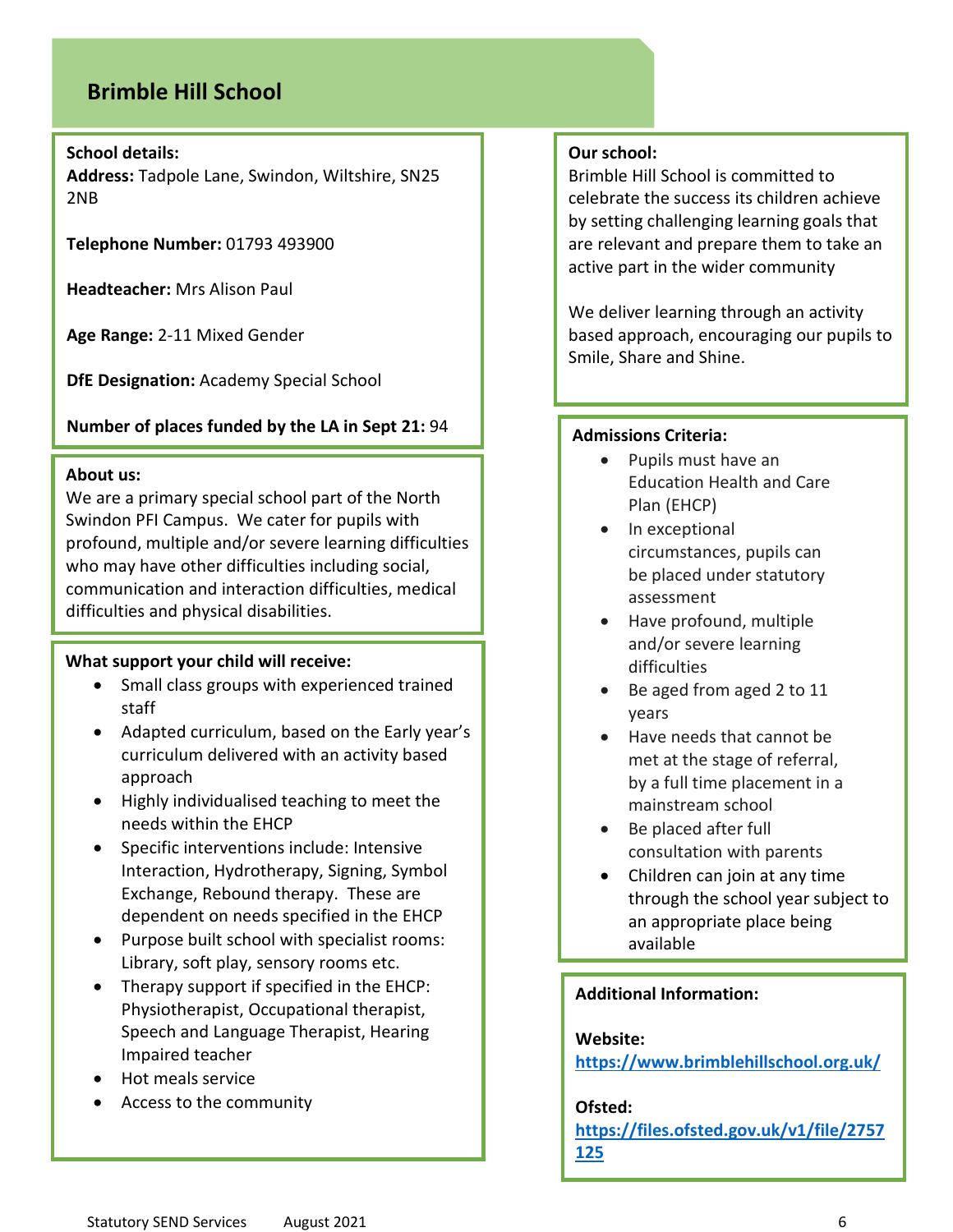# Brimble Hill School

**School details:**
**Address:** Tadpole Lane, Swindon, Wiltshire, SN25 2NB

**Telephone Number:** 01793 493900

**Headteacher:** Mrs Alison Paul

**Age Range:** 2-11 Mixed Gender

**DfE Designation:** Academy Special School

**Number of places funded by the LA in Sept 21:** 94

**About us:**
We are a primary special school part of the North Swindon PFI Campus. We cater for pupils with profound, multiple and/or severe learning difficulties who may have other difficulties including social, communication and interaction difficulties, medical difficulties and physical disabilities.

**What support your child will receive:**

- Small class groups with experienced trained staff
- Adapted curriculum, based on the Early year's curriculum delivered with an activity based approach
- Highly individualised teaching to meet the needs within the EHCP
- Specific interventions include: Intensive Interaction, Hydrotherapy, Signing, Symbol Exchange, Rebound therapy. These are dependent on needs specified in the EHCP
- Purpose built school with specialist rooms: Library, soft play, sensory rooms etc.
- Therapy support if specified in the EHCP: Physiotherapist, Occupational therapist, Speech and Language Therapist, Hearing Impaired teacher
- Hot meals service
- Access to the community

**Our school:**
Brimble Hill School is committed to celebrate the success its children achieve by setting challenging learning goals that are relevant and prepare them to take an active part in the wider community

We deliver learning through an activity based approach, encouraging our pupils to Smile, Share and Shine.

**Admissions Criteria:**

- Pupils must have an Education Health and Care Plan (EHCP)
- In exceptional circumstances, pupils can be placed under statutory assessment
- Have profound, multiple and/or severe learning difficulties
- Be aged from aged 2 to 11 years
- Have needs that cannot be met at the stage of referral, by a full time placement in a mainstream school
- Be placed after full consultation with parents
- Children can join at any time through the school year subject to an appropriate place being available

**Additional Information:**

**Website:**
https://www.brimblehillschool.org.uk/

**Ofsted:**
https://files.ofsted.gov.uk/v1/file/2757125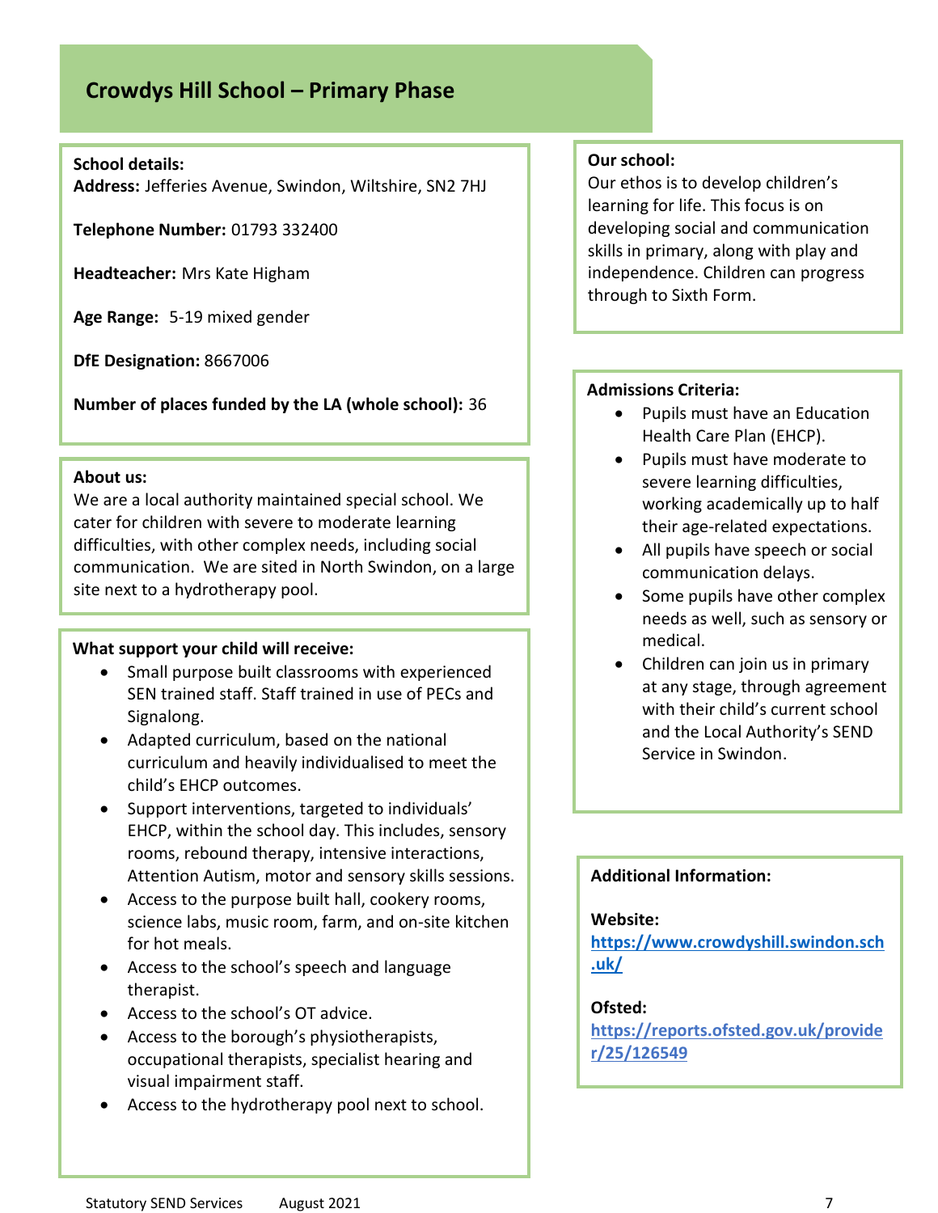# Crowdys Hill School – Primary Phase

**School details:**
**Address:** Jefferies Avenue, Swindon, Wiltshire, SN2 7HJ

**Telephone Number:** 01793 332400

**Headteacher:** Mrs Kate Higham

**Age Range:** 5-19 mixed gender

**DfE Designation:** 8667006

**Number of places funded by the LA (whole school):** 36

**About us:**
We are a local authority maintained special school. We cater for children with severe to moderate learning difficulties, with other complex needs, including social communication. We are sited in North Swindon, on a large site next to a hydrotherapy pool.

**What support your child will receive:**

- Small purpose built classrooms with experienced SEN trained staff. Staff trained in use of PECs and Signalong.
- Adapted curriculum, based on the national curriculum and heavily individualised to meet the child's EHCP outcomes.
- Support interventions, targeted to individuals' EHCP, within the school day. This includes, sensory rooms, rebound therapy, intensive interactions, Attention Autism, motor and sensory skills sessions.
- Access to the purpose built hall, cookery rooms, science labs, music room, farm, and on-site kitchen for hot meals.
- Access to the school's speech and language therapist.
- Access to the school's OT advice.
- Access to the borough's physiotherapists, occupational therapists, specialist hearing and visual impairment staff.
- Access to the hydrotherapy pool next to school.

**Our school:**
Our ethos is to develop children's learning for life. This focus is on developing social and communication skills in primary, along with play and independence. Children can progress through to Sixth Form.

**Admissions Criteria:**

- Pupils must have an Education Health Care Plan (EHCP).
- Pupils must have moderate to severe learning difficulties, working academically up to half their age-related expectations.
- All pupils have speech or social communication delays.
- Some pupils have other complex needs as well, such as sensory or medical.
- Children can join us in primary at any stage, through agreement with their child's current school and the Local Authority's SEND Service in Swindon.

**Additional Information:**

**Website:**
https://www.crowdyshill.swindon.sch.uk/

**Ofsted:**
https://reports.ofsted.gov.uk/provider/25/126549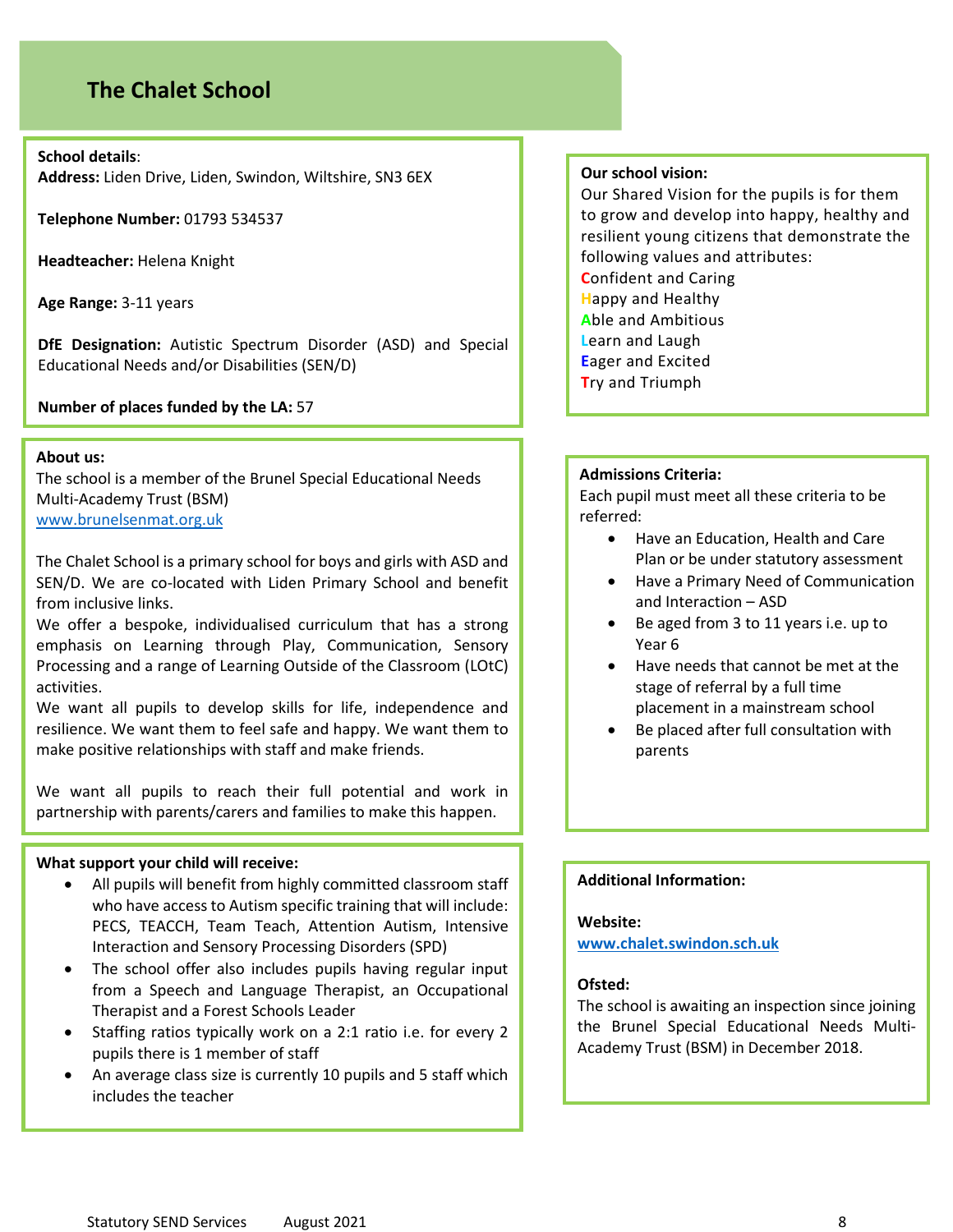## The Chalet School

**School details**:
**Address:** Liden Drive, Liden, Swindon, Wiltshire, SN3 6EX

**Telephone Number:** 01793 534537

**Headteacher:** Helena Knight

**Age Range:** 3-11 years

**DfE Designation:** Autistic Spectrum Disorder (ASD) and Special Educational Needs and/or Disabilities (SEN/D)

**Number of places funded by the LA:** 57

**About us:**
The school is a member of the Brunel Special Educational Needs Multi-Academy Trust (BSM)
www.brunelsenmat.org.uk

The Chalet School is a primary school for boys and girls with ASD and SEN/D. We are co-located with Liden Primary School and benefit from inclusive links.
We offer a bespoke, individualised curriculum that has a strong emphasis on Learning through Play, Communication, Sensory Processing and a range of Learning Outside of the Classroom (LOtC) activities.
We want all pupils to develop skills for life, independence and resilience. We want them to feel safe and happy. We want them to make positive relationships with staff and make friends.

We want all pupils to reach their full potential and work in partnership with parents/carers and families to make this happen.

**What support your child will receive:**

- All pupils will benefit from highly committed classroom staff who have access to Autism specific training that will include: PECS, TEACCH, Team Teach, Attention Autism, Intensive Interaction and Sensory Processing Disorders (SPD)
- The school offer also includes pupils having regular input from a Speech and Language Therapist, an Occupational Therapist and a Forest Schools Leader
- Staffing ratios typically work on a 2:1 ratio i.e. for every 2 pupils there is 1 member of staff
- An average class size is currently 10 pupils and 5 staff which includes the teacher

**Our school vision:**
Our Shared Vision for the pupils is for them to grow and develop into happy, healthy and resilient young citizens that demonstrate the following values and attributes:
**C**onfident and Caring
**H**appy and Healthy
**A**ble and Ambitious
**L**earn and Laugh
**E**ager and Excited
**T**ry and Triumph

**Admissions Criteria:**
Each pupil must meet all these criteria to be referred:

- Have an Education, Health and Care Plan or be under statutory assessment
- Have a Primary Need of Communication and Interaction – ASD
- Be aged from 3 to 11 years i.e. up to Year 6
- Have needs that cannot be met at the stage of referral by a full time placement in a mainstream school
- Be placed after full consultation with parents

**Additional Information:**

**Website:**
**www.chalet.swindon.sch.uk**

**Ofsted:**
The school is awaiting an inspection since joining the Brunel Special Educational Needs Multi-Academy Trust (BSM) in December 2018.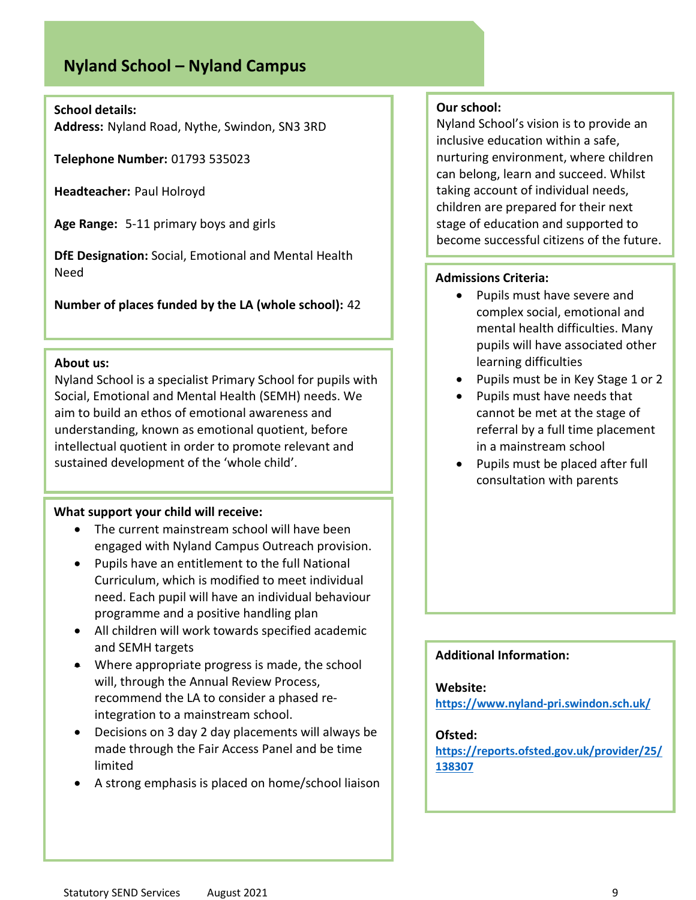# Nyland School – Nyland Campus

**School details:**
**Address:** Nyland Road, Nythe, Swindon, SN3 3RD

**Telephone Number:** 01793 535023

**Headteacher:** Paul Holroyd

**Age Range:** 5-11 primary boys and girls

**DfE Designation:** Social, Emotional and Mental Health Need

**Number of places funded by the LA (whole school):** 42

**About us:**
Nyland School is a specialist Primary School for pupils with Social, Emotional and Mental Health (SEMH) needs. We aim to build an ethos of emotional awareness and understanding, known as emotional quotient, before intellectual quotient in order to promote relevant and sustained development of the 'whole child'.

**What support your child will receive:**

- The current mainstream school will have been engaged with Nyland Campus Outreach provision.
- Pupils have an entitlement to the full National Curriculum, which is modified to meet individual need. Each pupil will have an individual behaviour programme and a positive handling plan
- All children will work towards specified academic and SEMH targets
- Where appropriate progress is made, the school will, through the Annual Review Process, recommend the LA to consider a phased re-integration to a mainstream school.
- Decisions on 3 day 2 day placements will always be made through the Fair Access Panel and be time limited
- A strong emphasis is placed on home/school liaison

**Our school:**
Nyland School's vision is to provide an inclusive education within a safe, nurturing environment, where children can belong, learn and succeed. Whilst taking account of individual needs, children are prepared for their next stage of education and supported to become successful citizens of the future.

**Admissions Criteria:**

- Pupils must have severe and complex social, emotional and mental health difficulties. Many pupils will have associated other learning difficulties
- Pupils must be in Key Stage 1 or 2
- Pupils must have needs that cannot be met at the stage of referral by a full time placement in a mainstream school
- Pupils must be placed after full consultation with parents

**Additional Information:**

**Website:**
https://www.nyland-pri.swindon.sch.uk/

**Ofsted:**
https://reports.ofsted.gov.uk/provider/25/138307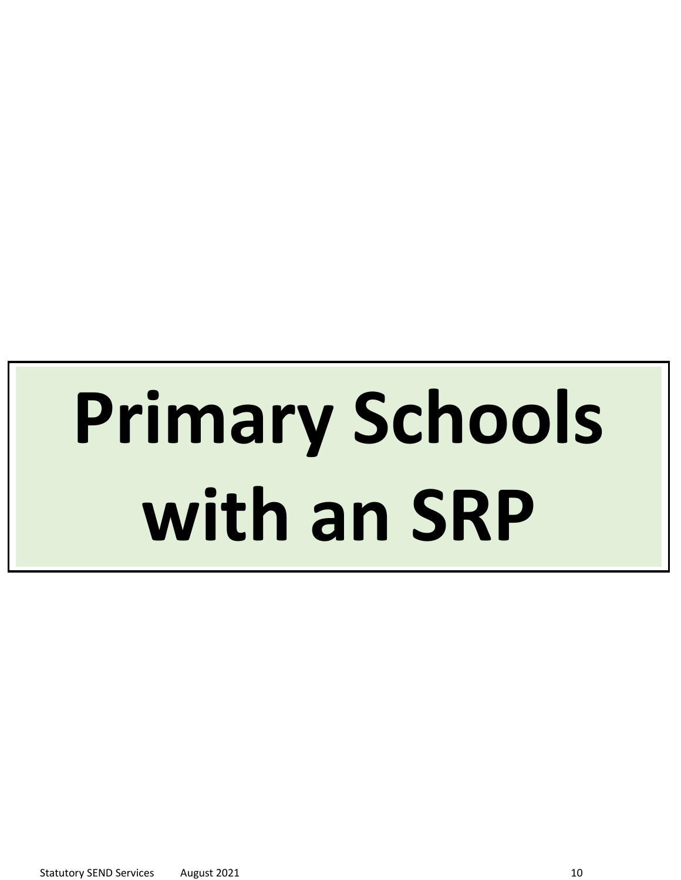# Primary Schools with an SRP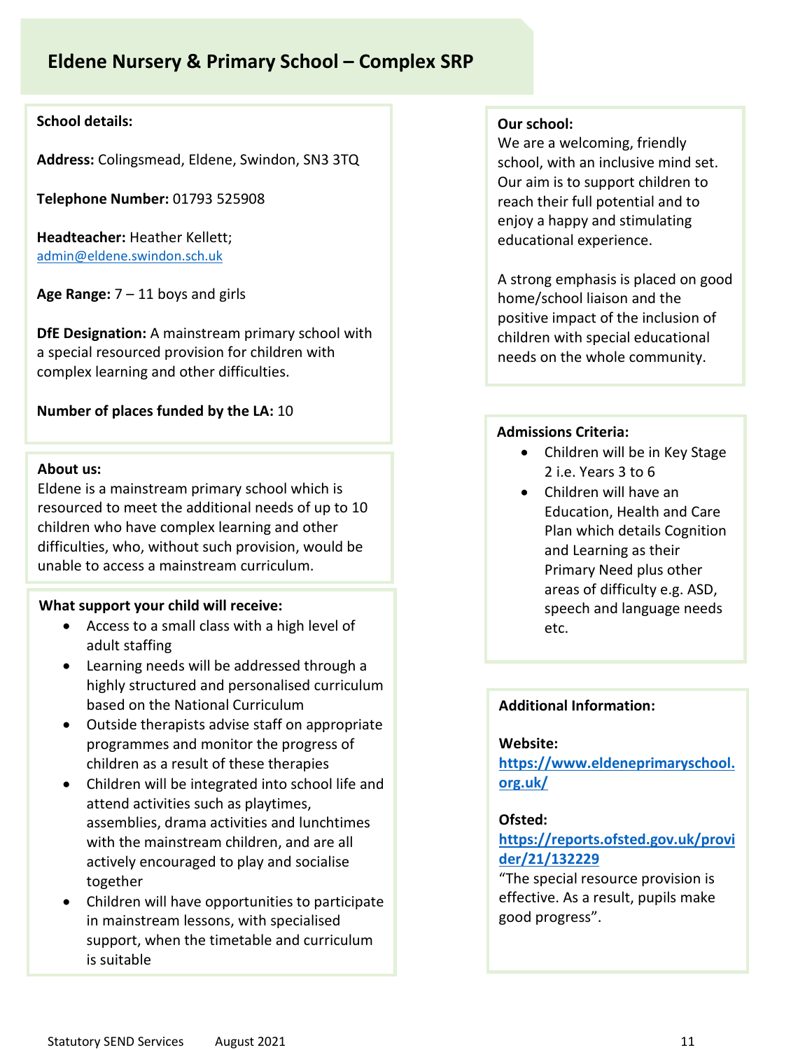# Eldene Nursery & Primary School – Complex SRP

**School details:**

**Address:** Colingsmead, Eldene, Swindon, SN3 3TQ

**Telephone Number:** 01793 525908

**Headteacher:** Heather Kellett; admin@eldene.swindon.sch.uk

**Age Range:** 7 – 11 boys and girls

**DfE Designation:** A mainstream primary school with a special resourced provision for children with complex learning and other difficulties.

**Number of places funded by the LA:** 10

**About us:**
Eldene is a mainstream primary school which is resourced to meet the additional needs of up to 10 children who have complex learning and other difficulties, who, without such provision, would be unable to access a mainstream curriculum.

**What support your child will receive:**

- Access to a small class with a high level of adult staffing
- Learning needs will be addressed through a highly structured and personalised curriculum based on the National Curriculum
- Outside therapists advise staff on appropriate programmes and monitor the progress of children as a result of these therapies
- Children will be integrated into school life and attend activities such as playtimes, assemblies, drama activities and lunchtimes with the mainstream children, and are all actively encouraged to play and socialise together
- Children will have opportunities to participate in mainstream lessons, with specialised support, when the timetable and curriculum is suitable

**Our school:**
We are a welcoming, friendly school, with an inclusive mind set. Our aim is to support children to reach their full potential and to enjoy a happy and stimulating educational experience.

A strong emphasis is placed on good home/school liaison and the positive impact of the inclusion of children with special educational needs on the whole community.

**Admissions Criteria:**

- Children will be in Key Stage 2 i.e. Years 3 to 6
- Children will have an Education, Health and Care Plan which details Cognition and Learning as their Primary Need plus other areas of difficulty e.g. ASD, speech and language needs etc.

**Additional Information:**

**Website:**
**https://www.eldeneprimaryschool.org.uk/**

**Ofsted:**
**https://reports.ofsted.gov.uk/provider/21/132229**
"The special resource provision is effective. As a result, pupils make good progress".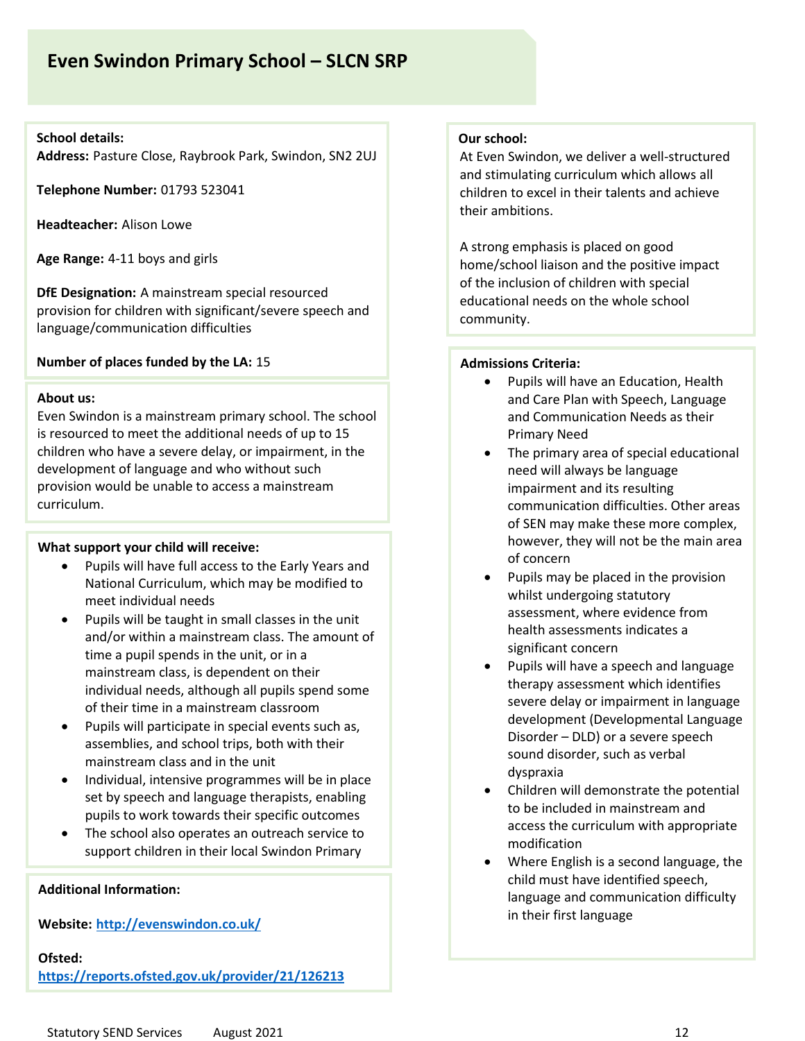# Even Swindon Primary School – SLCN SRP

**School details:**

**Address:** Pasture Close, Raybrook Park, Swindon, SN2 2UJ

**Telephone Number:** 01793 523041

**Headteacher:** Alison Lowe

**Age Range:** 4-11 boys and girls

**DfE Designation:** A mainstream special resourced provision for children with significant/severe speech and language/communication difficulties

**Number of places funded by the LA:** 15

**About us:**

Even Swindon is a mainstream primary school. The school is resourced to meet the additional needs of up to 15 children who have a severe delay, or impairment, in the development of language and who without such provision would be unable to access a mainstream curriculum.

**What support your child will receive:**

- Pupils will have full access to the Early Years and National Curriculum, which may be modified to meet individual needs
- Pupils will be taught in small classes in the unit and/or within a mainstream class. The amount of time a pupil spends in the unit, or in a mainstream class, is dependent on their individual needs, although all pupils spend some of their time in a mainstream classroom
- Pupils will participate in special events such as, assemblies, and school trips, both with their mainstream class and in the unit
- Individual, intensive programmes will be in place set by speech and language therapists, enabling pupils to work towards their specific outcomes
- The school also operates an outreach service to support children in their local Swindon Primary

**Additional Information:**

**Website:** [http://evenswindon.co.uk/](http://evenswindon.co.uk/)

**Ofsted:** [https://reports.ofsted.gov.uk/provider/21/126213](https://reports.ofsted.gov.uk/provider/21/126213)

**Our school:**

At Even Swindon, we deliver a well-structured and stimulating curriculum which allows all children to excel in their talents and achieve their ambitions.

A strong emphasis is placed on good home/school liaison and the positive impact of the inclusion of children with special educational needs on the whole school community.

**Admissions Criteria:**

- Pupils will have an Education, Health and Care Plan with Speech, Language and Communication Needs as their Primary Need
- The primary area of special educational need will always be language impairment and its resulting communication difficulties. Other areas of SEN may make these more complex, however, they will not be the main area of concern
- Pupils may be placed in the provision whilst undergoing statutory assessment, where evidence from health assessments indicates a significant concern
- Pupils will have a speech and language therapy assessment which identifies severe delay or impairment in language development (Developmental Language Disorder – DLD) or a severe speech sound disorder, such as verbal dyspraxia
- Children will demonstrate the potential to be included in mainstream and access the curriculum with appropriate modification
- Where English is a second language, the child must have identified speech, language and communication difficulty in their first language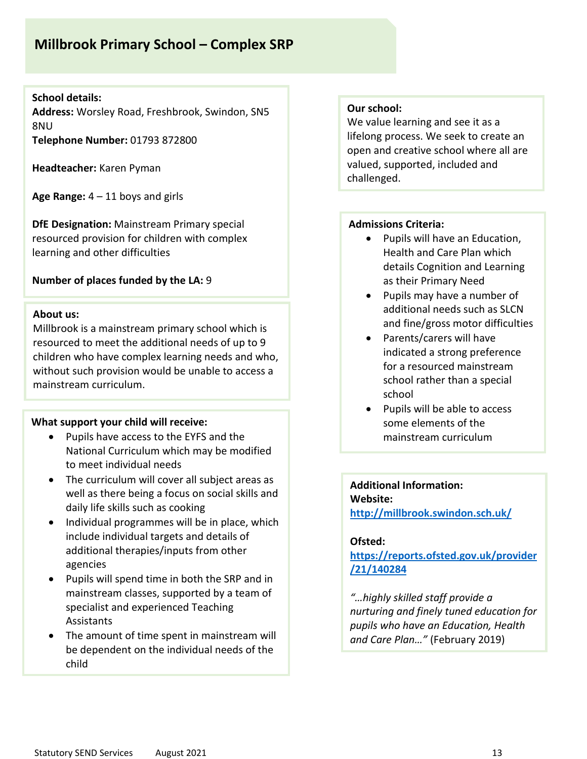# Millbrook Primary School – Complex SRP

**School details:**
**Address:** Worsley Road, Freshbrook, Swindon, SN5 8NU
**Telephone Number:** 01793 872800

**Headteacher:** Karen Pyman

**Age Range:** 4 – 11 boys and girls

**DfE Designation:** Mainstream Primary special resourced provision for children with complex learning and other difficulties

**Number of places funded by the LA:** 9

**About us:**
Millbrook is a mainstream primary school which is resourced to meet the additional needs of up to 9 children who have complex learning needs and who, without such provision would be unable to access a mainstream curriculum.

**What support your child will receive:**

- Pupils have access to the EYFS and the National Curriculum which may be modified to meet individual needs
- The curriculum will cover all subject areas as well as there being a focus on social skills and daily life skills such as cooking
- Individual programmes will be in place, which include individual targets and details of additional therapies/inputs from other agencies
- Pupils will spend time in both the SRP and in mainstream classes, supported by a team of specialist and experienced Teaching Assistants
- The amount of time spent in mainstream will be dependent on the individual needs of the child

**Our school:**
We value learning and see it as a lifelong process. We seek to create an open and creative school where all are valued, supported, included and challenged.

**Admissions Criteria:**

- Pupils will have an Education, Health and Care Plan which details Cognition and Learning as their Primary Need
- Pupils may have a number of additional needs such as SLCN and fine/gross motor difficulties
- Parents/carers will have indicated a strong preference for a resourced mainstream school rather than a special school
- Pupils will be able to access some elements of the mainstream curriculum

**Additional Information:**
**Website:**
**http://millbrook.swindon.sch.uk/**

**Ofsted:**
**https://reports.ofsted.gov.uk/provider/21/140284**

*"…highly skilled staff provide a nurturing and finely tuned education for pupils who have an Education, Health and Care Plan…"* (February 2019)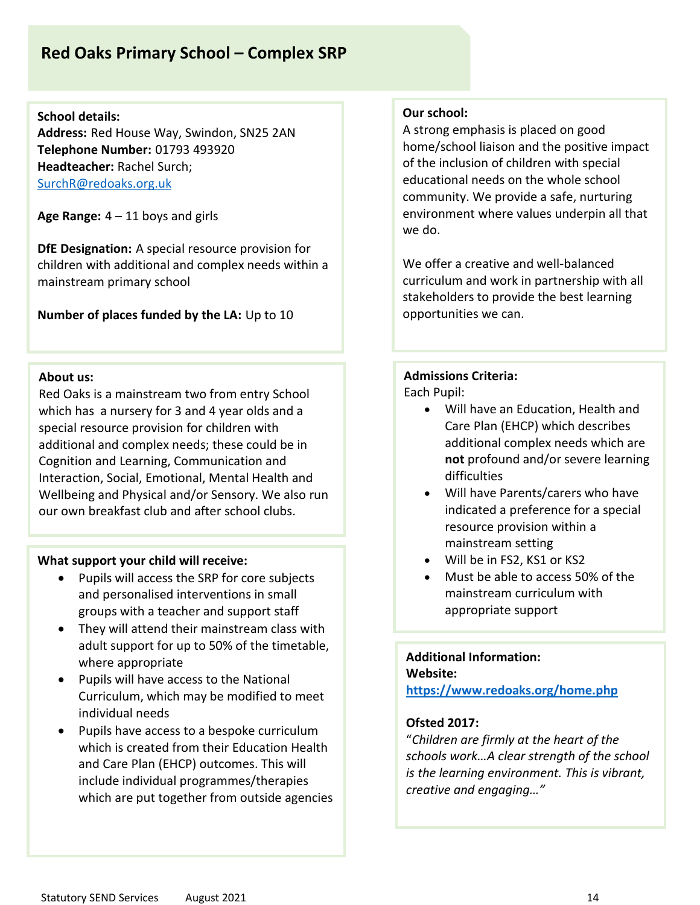## Red Oaks Primary School – Complex SRP

**School details:**
**Address:** Red House Way, Swindon, SN25 2AN
**Telephone Number:** 01793 493920
**Headteacher:** Rachel Surch;
SurchR@redoaks.org.uk

**Age Range:** 4 – 11 boys and girls

**DfE Designation:** A special resource provision for children with additional and complex needs within a mainstream primary school

**Number of places funded by the LA:** Up to 10

**About us:**
Red Oaks is a mainstream two from entry School which has a nursery for 3 and 4 year olds and a special resource provision for children with additional and complex needs; these could be in Cognition and Learning, Communication and Interaction, Social, Emotional, Mental Health and Wellbeing and Physical and/or Sensory. We also run our own breakfast club and after school clubs.

**What support your child will receive:**

- Pupils will access the SRP for core subjects and personalised interventions in small groups with a teacher and support staff
- They will attend their mainstream class with adult support for up to 50% of the timetable, where appropriate
- Pupils will have access to the National Curriculum, which may be modified to meet individual needs
- Pupils have access to a bespoke curriculum which is created from their Education Health and Care Plan (EHCP) outcomes. This will include individual programmes/therapies which are put together from outside agencies

**Our school:**
A strong emphasis is placed on good home/school liaison and the positive impact of the inclusion of children with special educational needs on the whole school community. We provide a safe, nurturing environment where values underpin all that we do.

We offer a creative and well-balanced curriculum and work in partnership with all stakeholders to provide the best learning opportunities we can.

**Admissions Criteria:**
Each Pupil:

- Will have an Education, Health and Care Plan (EHCP) which describes additional complex needs which are **not** profound and/or severe learning difficulties
- Will have Parents/carers who have indicated a preference for a special resource provision within a mainstream setting
- Will be in FS2, KS1 or KS2
- Must be able to access 50% of the mainstream curriculum with appropriate support

**Additional Information:**
**Website:**
**https://www.redoaks.org/home.php**

**Ofsted 2017:**
"*Children are firmly at the heart of the schools work…A clear strength of the school is the learning environment. This is vibrant, creative and engaging…"*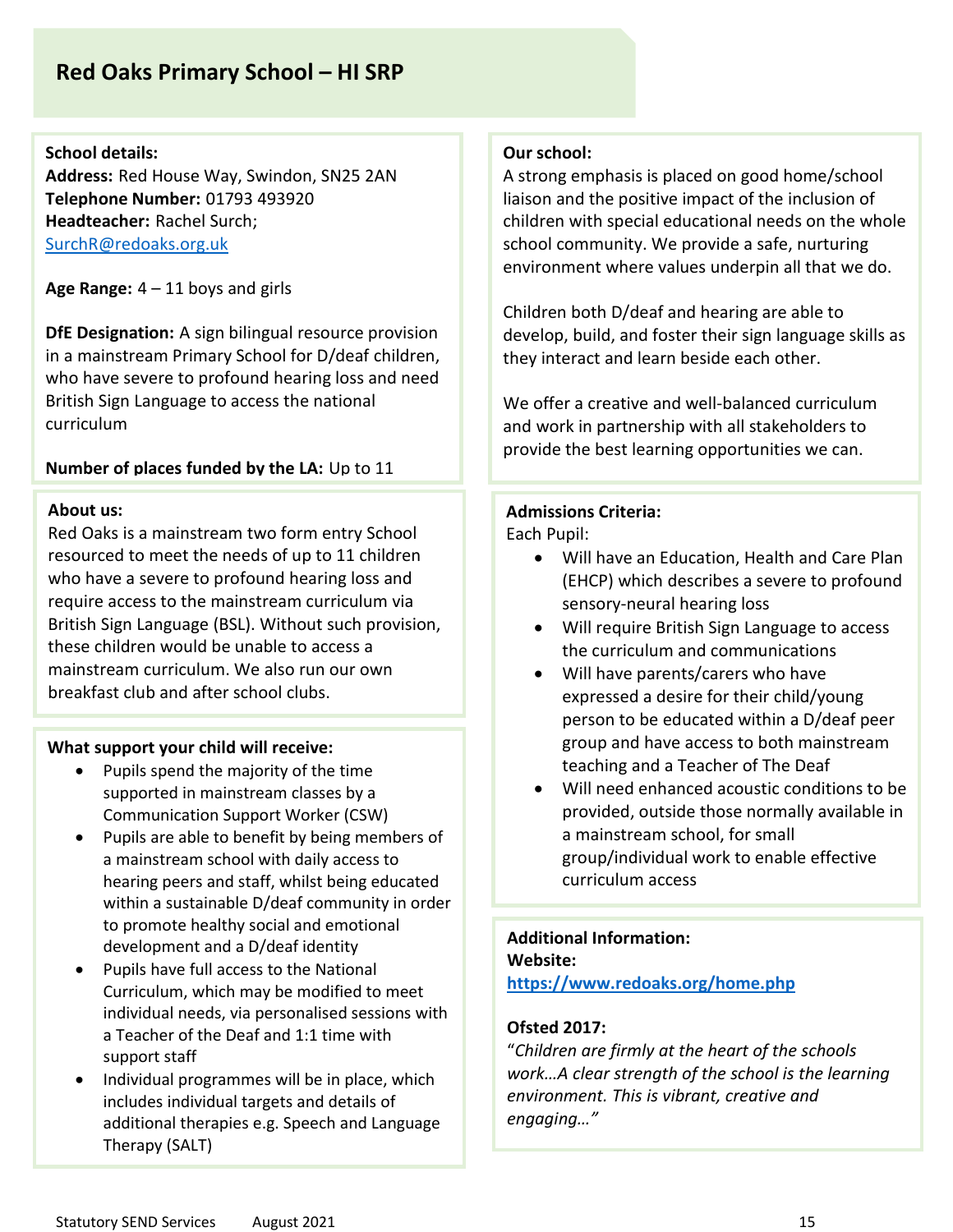# Red Oaks Primary School – HI SRP

**School details:**
**Address:** Red House Way, Swindon, SN25 2AN
**Telephone Number:** 01793 493920
**Headteacher:** Rachel Surch; SurchR@redoaks.org.uk

**Age Range:** 4 – 11 boys and girls

**DfE Designation:** A sign bilingual resource provision in a mainstream Primary School for D/deaf children, who have severe to profound hearing loss and need British Sign Language to access the national curriculum

**Number of places funded by the LA:** Up to 11

**About us:**
Red Oaks is a mainstream two form entry School resourced to meet the needs of up to 11 children who have a severe to profound hearing loss and require access to the mainstream curriculum via British Sign Language (BSL). Without such provision, these children would be unable to access a mainstream curriculum. We also run our own breakfast club and after school clubs.

**What support your child will receive:**

- Pupils spend the majority of the time supported in mainstream classes by a Communication Support Worker (CSW)
- Pupils are able to benefit by being members of a mainstream school with daily access to hearing peers and staff, whilst being educated within a sustainable D/deaf community in order to promote healthy social and emotional development and a D/deaf identity
- Pupils have full access to the National Curriculum, which may be modified to meet individual needs, via personalised sessions with a Teacher of the Deaf and 1:1 time with support staff
- Individual programmes will be in place, which includes individual targets and details of additional therapies e.g. Speech and Language Therapy (SALT)

**Our school:**
A strong emphasis is placed on good home/school liaison and the positive impact of the inclusion of children with special educational needs on the whole school community. We provide a safe, nurturing environment where values underpin all that we do.

Children both D/deaf and hearing are able to develop, build, and foster their sign language skills as they interact and learn beside each other.

We offer a creative and well-balanced curriculum and work in partnership with all stakeholders to provide the best learning opportunities we can.

**Admissions Criteria:**
Each Pupil:

- Will have an Education, Health and Care Plan (EHCP) which describes a severe to profound sensory-neural hearing loss
- Will require British Sign Language to access the curriculum and communications
- Will have parents/carers who have expressed a desire for their child/young person to be educated within a D/deaf peer group and have access to both mainstream teaching and a Teacher of The Deaf
- Will need enhanced acoustic conditions to be provided, outside those normally available in a mainstream school, for small group/individual work to enable effective curriculum access

**Additional Information:**
**Website:** **https://www.redoaks.org/home.php**

**Ofsted 2017:**
*"Children are firmly at the heart of the schools work…A clear strength of the school is the learning environment. This is vibrant, creative and engaging…"*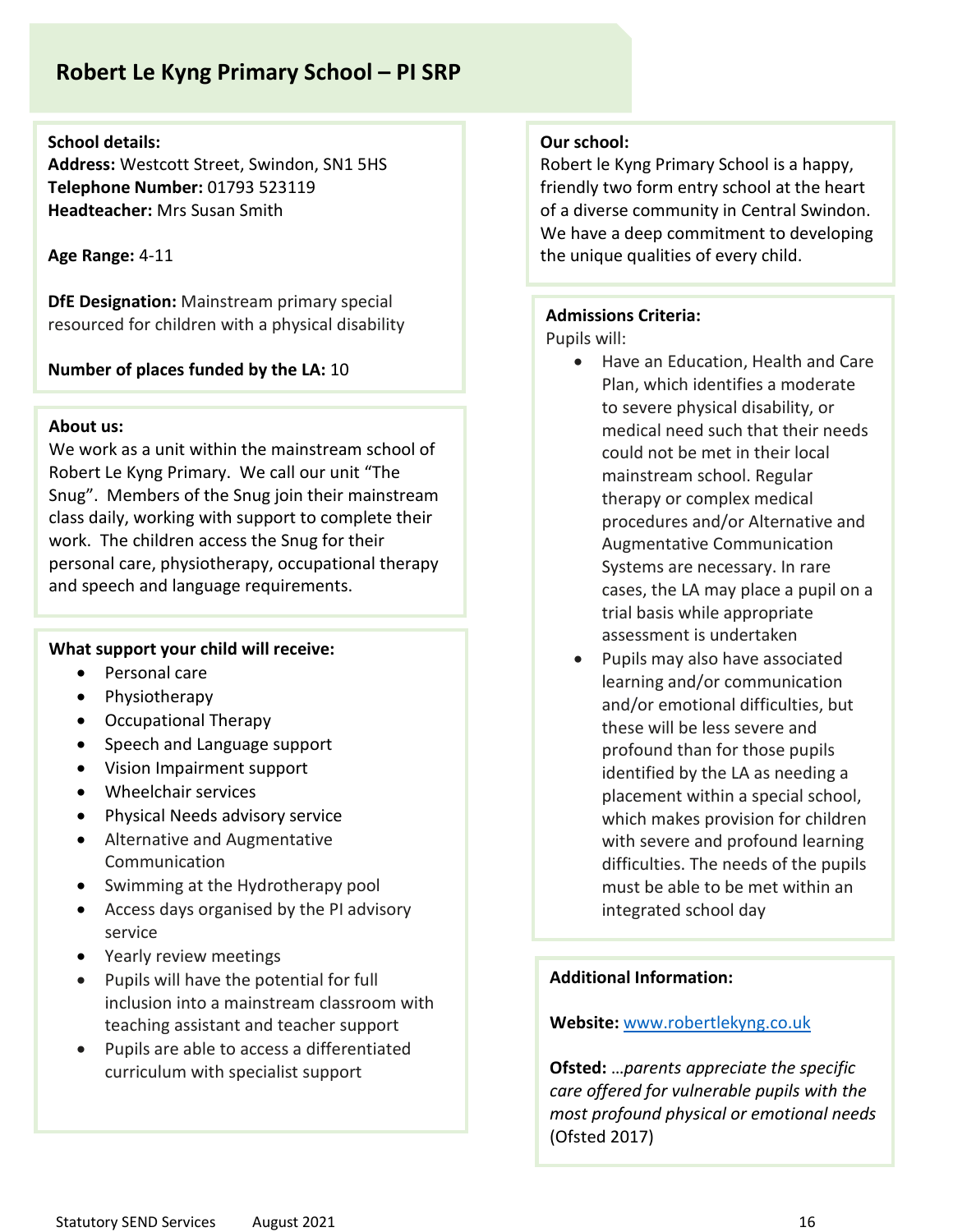# Robert Le Kyng Primary School – PI SRP

**School details:**
**Address:** Westcott Street, Swindon, SN1 5HS
**Telephone Number:** 01793 523119
**Headteacher:** Mrs Susan Smith

**Age Range:** 4-11

**DfE Designation:** Mainstream primary special resourced for children with a physical disability

**Number of places funded by the LA:** 10

**About us:**
We work as a unit within the mainstream school of Robert Le Kyng Primary. We call our unit "The Snug". Members of the Snug join their mainstream class daily, working with support to complete their work. The children access the Snug for their personal care, physiotherapy, occupational therapy and speech and language requirements.

**What support your child will receive:**

- Personal care
- Physiotherapy
- Occupational Therapy
- Speech and Language support
- Vision Impairment support
- Wheelchair services
- Physical Needs advisory service
- Alternative and Augmentative Communication
- Swimming at the Hydrotherapy pool
- Access days organised by the PI advisory service
- Yearly review meetings
- Pupils will have the potential for full inclusion into a mainstream classroom with teaching assistant and teacher support
- Pupils are able to access a differentiated curriculum with specialist support

**Our school:**
Robert le Kyng Primary School is a happy, friendly two form entry school at the heart of a diverse community in Central Swindon. We have a deep commitment to developing the unique qualities of every child.

**Admissions Criteria:**
Pupils will:

- Have an Education, Health and Care Plan, which identifies a moderate to severe physical disability, or medical need such that their needs could not be met in their local mainstream school. Regular therapy or complex medical procedures and/or Alternative and Augmentative Communication Systems are necessary. In rare cases, the LA may place a pupil on a trial basis while appropriate assessment is undertaken
- Pupils may also have associated learning and/or communication and/or emotional difficulties, but these will be less severe and profound than for those pupils identified by the LA as needing a placement within a special school, which makes provision for children with severe and profound learning difficulties. The needs of the pupils must be able to be met within an integrated school day

**Additional Information:**

**Website:** [www.robertlekyng.co.uk](http://www.robertlekyng.co.uk)

**Ofsted:** *…parents appreciate the specific care offered for vulnerable pupils with the most profound physical or emotional needs* (Ofsted 2017)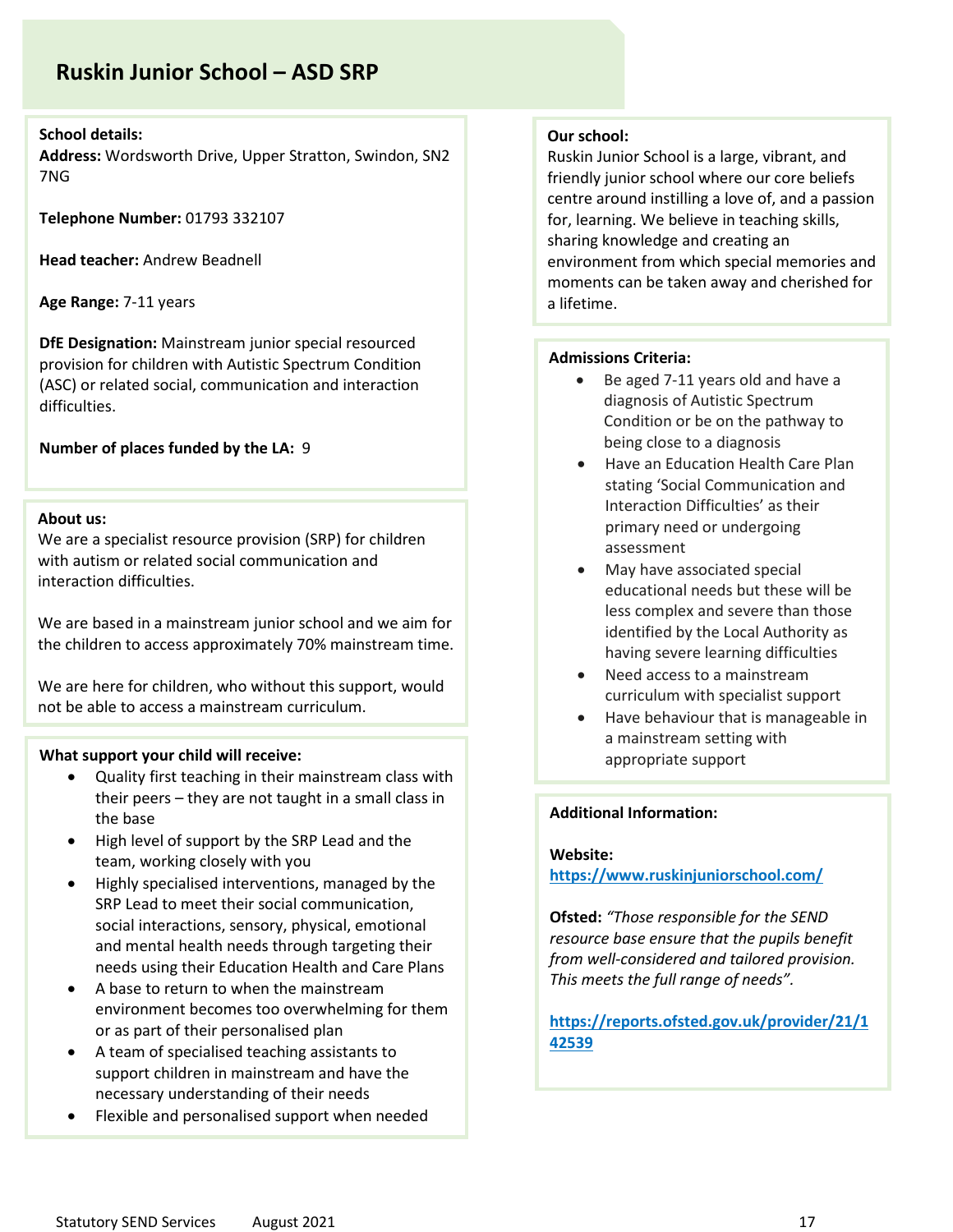# Ruskin Junior School – ASD SRP

**School details:**

**Address:** Wordsworth Drive, Upper Stratton, Swindon, SN2 7NG

**Telephone Number:** 01793 332107

**Head teacher:** Andrew Beadnell

**Age Range:** 7-11 years

**DfE Designation:** Mainstream junior special resourced provision for children with Autistic Spectrum Condition (ASC) or related social, communication and interaction difficulties.

**Number of places funded by the LA:** 9

**About us:**

We are a specialist resource provision (SRP) for children with autism or related social communication and interaction difficulties.

We are based in a mainstream junior school and we aim for the children to access approximately 70% mainstream time.

We are here for children, who without this support, would not be able to access a mainstream curriculum.

**What support your child will receive:**

- Quality first teaching in their mainstream class with their peers – they are not taught in a small class in the base
- High level of support by the SRP Lead and the team, working closely with you
- Highly specialised interventions, managed by the SRP Lead to meet their social communication, social interactions, sensory, physical, emotional and mental health needs through targeting their needs using their Education Health and Care Plans
- A base to return to when the mainstream environment becomes too overwhelming for them or as part of their personalised plan
- A team of specialised teaching assistants to support children in mainstream and have the necessary understanding of their needs
- Flexible and personalised support when needed

**Our school:**

Ruskin Junior School is a large, vibrant, and friendly junior school where our core beliefs centre around instilling a love of, and a passion for, learning. We believe in teaching skills, sharing knowledge and creating an environment from which special memories and moments can be taken away and cherished for a lifetime.

**Admissions Criteria:**

- Be aged 7-11 years old and have a diagnosis of Autistic Spectrum Condition or be on the pathway to being close to a diagnosis
- Have an Education Health Care Plan stating 'Social Communication and Interaction Difficulties' as their primary need or undergoing assessment
- May have associated special educational needs but these will be less complex and severe than those identified by the Local Authority as having severe learning difficulties
- Need access to a mainstream curriculum with specialist support
- Have behaviour that is manageable in a mainstream setting with appropriate support

**Additional Information:**

**Website:**
https://www.ruskinjuniorschool.com/

**Ofsted:** *"Those responsible for the SEND resource base ensure that the pupils benefit from well-considered and tailored provision. This meets the full range of needs".*

https://reports.ofsted.gov.uk/provider/21/142539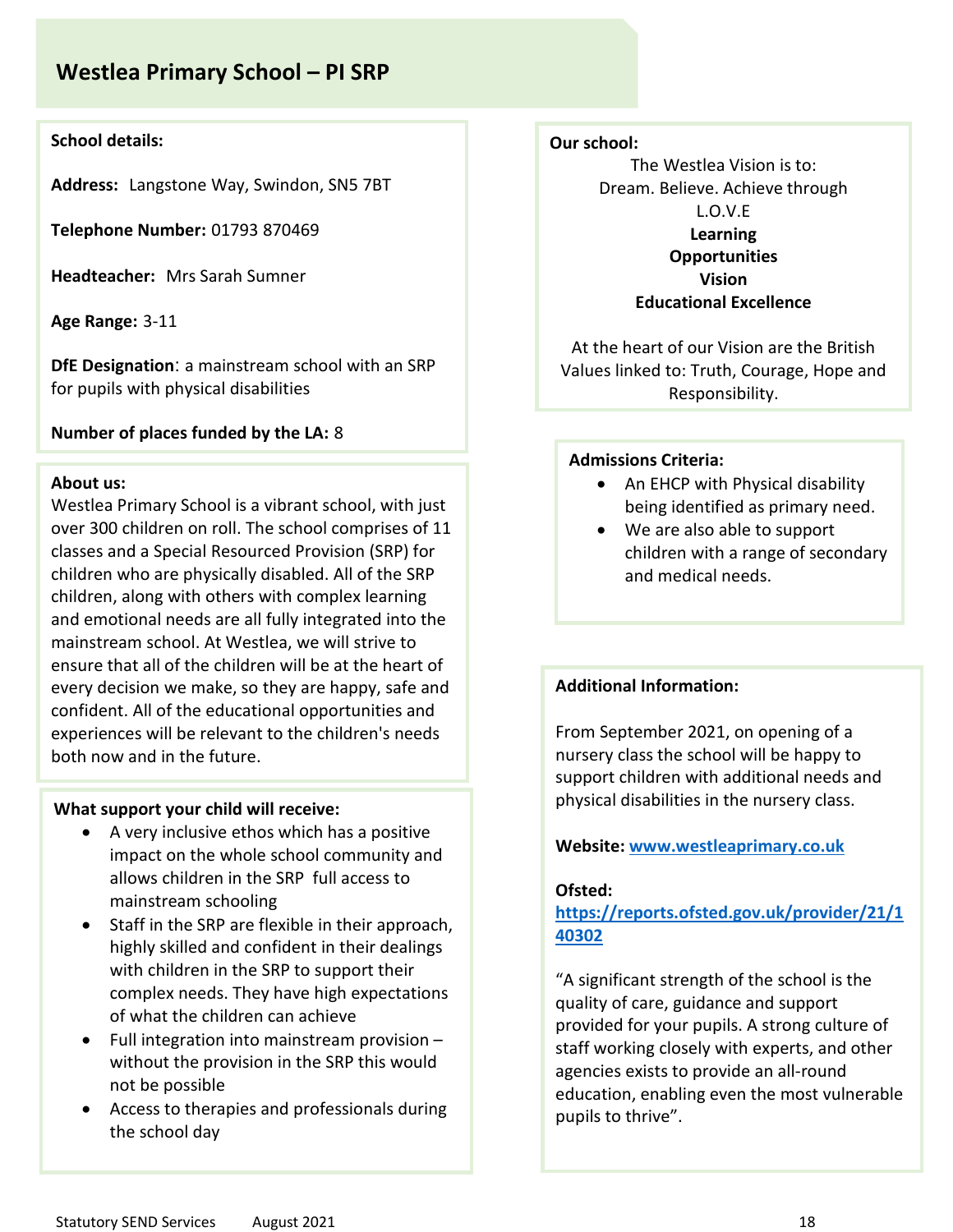# Westlea Primary School – PI SRP

**School details:**

**Address:** Langstone Way, Swindon, SN5 7BT

**Telephone Number:** 01793 870469

**Headteacher:** Mrs Sarah Sumner

**Age Range:** 3-11

**DfE Designation**: a mainstream school with an SRP for pupils with physical disabilities

**Number of places funded by the LA:** 8

**About us:**
Westlea Primary School is a vibrant school, with just over 300 children on roll. The school comprises of 11 classes and a Special Resourced Provision (SRP) for children who are physically disabled. All of the SRP children, along with others with complex learning and emotional needs are all fully integrated into the mainstream school. At Westlea, we will strive to ensure that all of the children will be at the heart of every decision we make, so they are happy, safe and confident. All of the educational opportunities and experiences will be relevant to the children's needs both now and in the future.

**What support your child will receive:**

- A very inclusive ethos which has a positive impact on the whole school community and allows children in the SRP full access to mainstream schooling
- Staff in the SRP are flexible in their approach, highly skilled and confident in their dealings with children in the SRP to support their complex needs. They have high expectations of what the children can achieve
- Full integration into mainstream provision – without the provision in the SRP this would not be possible
- Access to therapies and professionals during the school day

**Our school:**

The Westlea Vision is to:
Dream. Believe. Achieve through
L.O.V.E
**Learning**
**Opportunities**
**Vision**
**Educational Excellence**

At the heart of our Vision are the British Values linked to: Truth, Courage, Hope and Responsibility.

**Admissions Criteria:**

- An EHCP with Physical disability being identified as primary need.
- We are also able to support children with a range of secondary and medical needs.

**Additional Information:**

From September 2021, on opening of a nursery class the school will be happy to support children with additional needs and physical disabilities in the nursery class.

**Website:** [www.westleaprimary.co.uk](www.westleaprimary.co.uk)

**Ofsted:**
[https://reports.ofsted.gov.uk/provider/21/140302](https://reports.ofsted.gov.uk/provider/21/140302)

"A significant strength of the school is the quality of care, guidance and support provided for your pupils. A strong culture of staff working closely with experts, and other agencies exists to provide an all-round education, enabling even the most vulnerable pupils to thrive".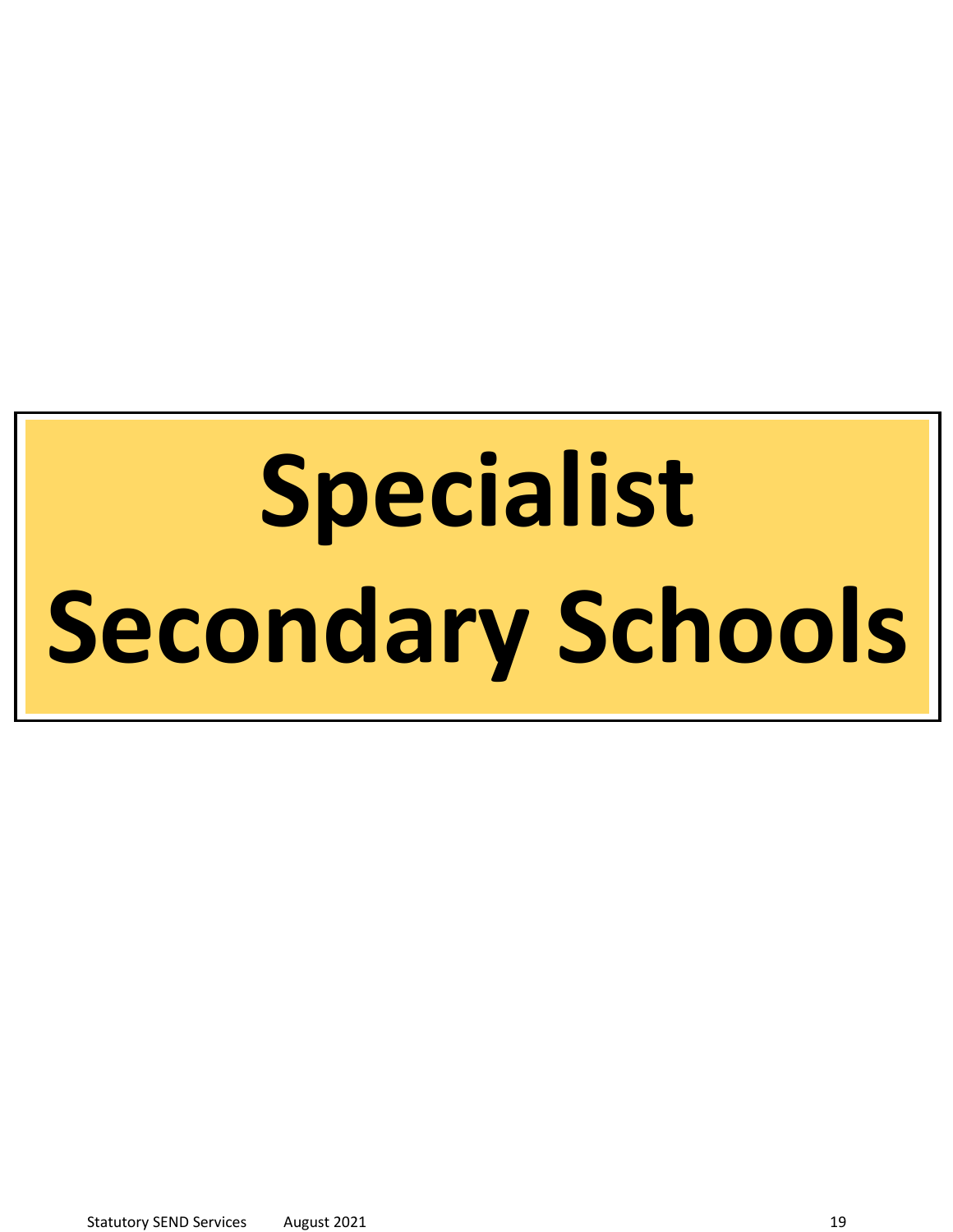# Specialist Secondary Schools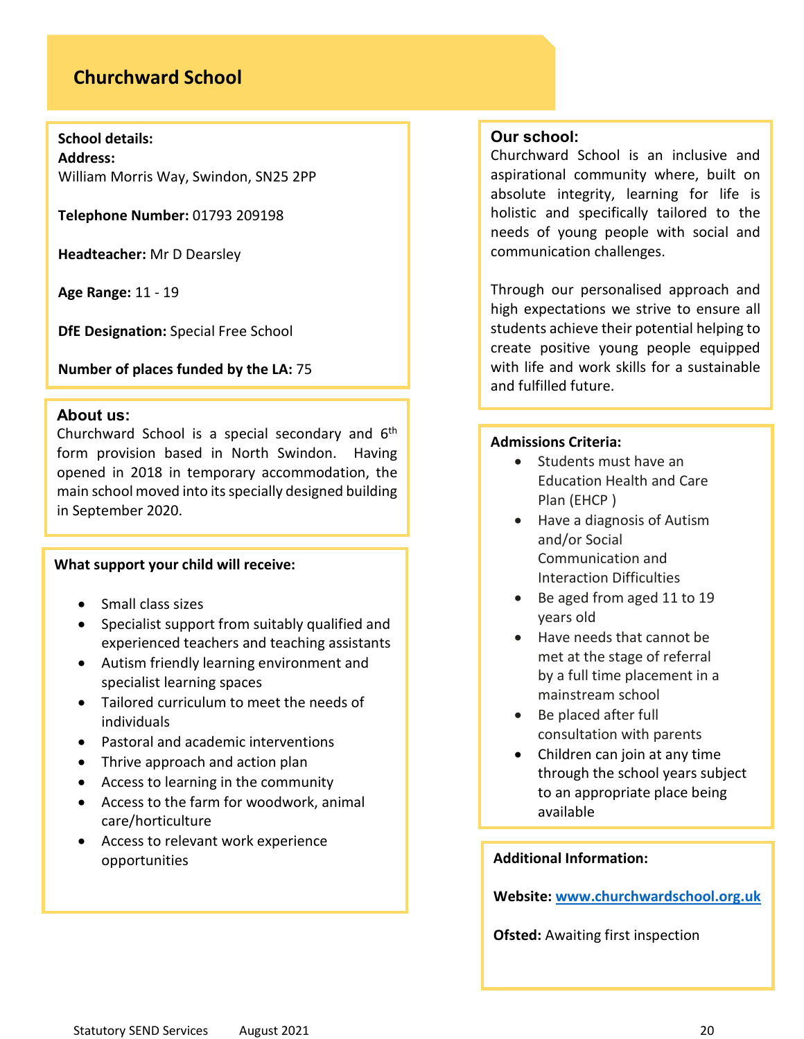# Churchward School

**School details:**

**Address:**
William Morris Way, Swindon, SN25 2PP

**Telephone Number:** 01793 209198

**Headteacher:** Mr D Dearsley

**Age Range:** 11 - 19

**DfE Designation:** Special Free School

**Number of places funded by the LA:** 75

## About us:

Churchward School is a special secondary and 6th form provision based in North Swindon. Having opened in 2018 in temporary accommodation, the main school moved into its specially designed building in September 2020.

**What support your child will receive:**

- Small class sizes
- Specialist support from suitably qualified and experienced teachers and teaching assistants
- Autism friendly learning environment and specialist learning spaces
- Tailored curriculum to meet the needs of individuals
- Pastoral and academic interventions
- Thrive approach and action plan
- Access to learning in the community
- Access to the farm for woodwork, animal care/horticulture
- Access to relevant work experience opportunities

## Our school:

Churchward School is an inclusive and aspirational community where, built on absolute integrity, learning for life is holistic and specifically tailored to the needs of young people with social and communication challenges.

Through our personalised approach and high expectations we strive to ensure all students achieve their potential helping to create positive young people equipped with life and work skills for a sustainable and fulfilled future.

**Admissions Criteria:**

- Students must have an Education Health and Care Plan (EHCP )
- Have a diagnosis of Autism and/or Social Communication and Interaction Difficulties
- Be aged from aged 11 to 19 years old
- Have needs that cannot be met at the stage of referral by a full time placement in a mainstream school
- Be placed after full consultation with parents
- Children can join at any time through the school years subject to an appropriate place being available

**Additional Information:**

**Website:** [www.churchwardschool.org.uk](http://www.churchwardschool.org.uk)

**Ofsted:** Awaiting first inspection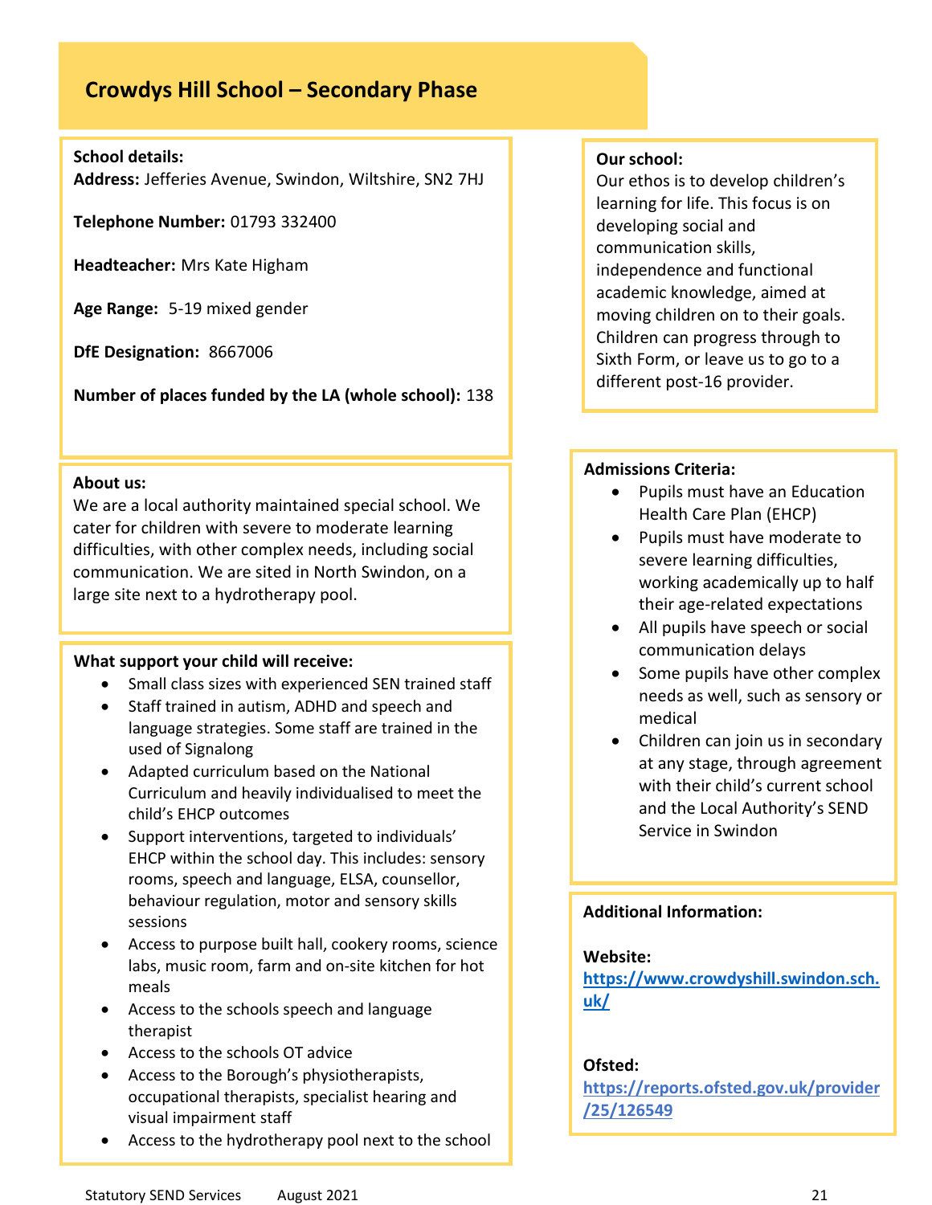# Crowdys Hill School – Secondary Phase

**School details:**
**Address:** Jefferies Avenue, Swindon, Wiltshire, SN2 7HJ

**Telephone Number:** 01793 332400

**Headteacher:** Mrs Kate Higham

**Age Range:** 5-19 mixed gender

**DfE Designation:** 8667006

**Number of places funded by the LA (whole school):** 138

**About us:**
We are a local authority maintained special school. We cater for children with severe to moderate learning difficulties, with other complex needs, including social communication. We are sited in North Swindon, on a large site next to a hydrotherapy pool.

**What support your child will receive:**

- Small class sizes with experienced SEN trained staff
- Staff trained in autism, ADHD and speech and language strategies. Some staff are trained in the used of Signalong
- Adapted curriculum based on the National Curriculum and heavily individualised to meet the child's EHCP outcomes
- Support interventions, targeted to individuals' EHCP within the school day. This includes: sensory rooms, speech and language, ELSA, counsellor, behaviour regulation, motor and sensory skills sessions
- Access to purpose built hall, cookery rooms, science labs, music room, farm and on-site kitchen for hot meals
- Access to the schools speech and language therapist
- Access to the schools OT advice
- Access to the Borough's physiotherapists, occupational therapists, specialist hearing and visual impairment staff
- Access to the hydrotherapy pool next to the school

**Our school:**
Our ethos is to develop children's learning for life. This focus is on developing social and communication skills, independence and functional academic knowledge, aimed at moving children on to their goals. Children can progress through to Sixth Form, or leave us to go to a different post-16 provider.

**Admissions Criteria:**

- Pupils must have an Education Health Care Plan (EHCP)
- Pupils must have moderate to severe learning difficulties, working academically up to half their age-related expectations
- All pupils have speech or social communication delays
- Some pupils have other complex needs as well, such as sensory or medical
- Children can join us in secondary at any stage, through agreement with their child's current school and the Local Authority's SEND Service in Swindon

**Additional Information:**

**Website:**
https://www.crowdyshill.swindon.sch.uk/

**Ofsted:**
https://reports.ofsted.gov.uk/provider/25/126549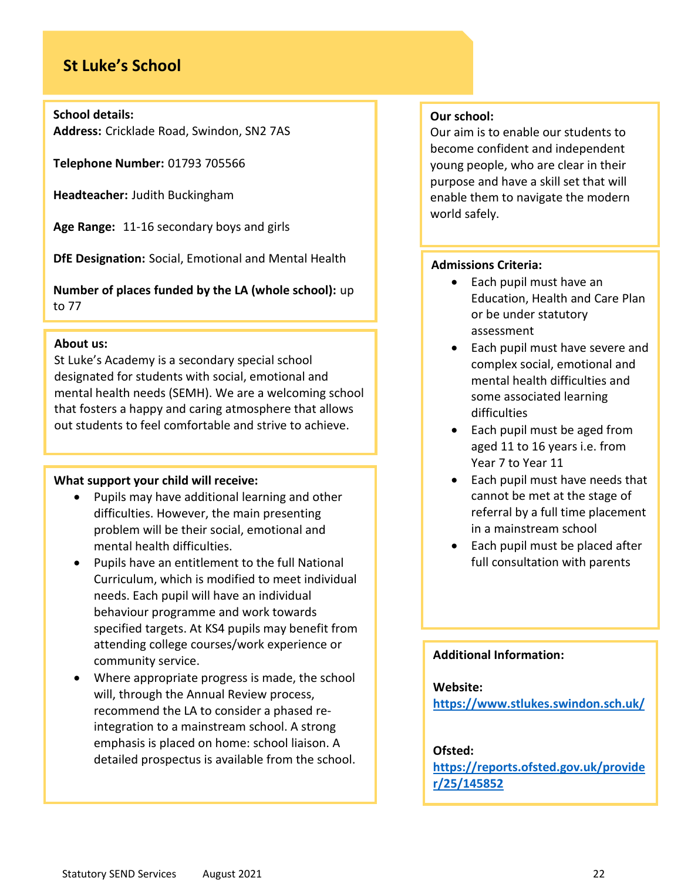# St Luke's School

**School details:**
**Address:** Cricklade Road, Swindon, SN2 7AS

**Telephone Number:** 01793 705566

**Headteacher:** Judith Buckingham

**Age Range:** 11-16 secondary boys and girls

**DfE Designation:** Social, Emotional and Mental Health

**Number of places funded by the LA (whole school):** up to 77

**About us:**
St Luke's Academy is a secondary special school designated for students with social, emotional and mental health needs (SEMH). We are a welcoming school that fosters a happy and caring atmosphere that allows out students to feel comfortable and strive to achieve.

**What support your child will receive:**

- Pupils may have additional learning and other difficulties. However, the main presenting problem will be their social, emotional and mental health difficulties.
- Pupils have an entitlement to the full National Curriculum, which is modified to meet individual needs. Each pupil will have an individual behaviour programme and work towards specified targets. At KS4 pupils may benefit from attending college courses/work experience or community service.
- Where appropriate progress is made, the school will, through the Annual Review process, recommend the LA to consider a phased re-integration to a mainstream school. A strong emphasis is placed on home: school liaison. A detailed prospectus is available from the school.

**Our school:**
Our aim is to enable our students to become confident and independent young people, who are clear in their purpose and have a skill set that will enable them to navigate the modern world safely.

**Admissions Criteria:**

- Each pupil must have an Education, Health and Care Plan or be under statutory assessment
- Each pupil must have severe and complex social, emotional and mental health difficulties and some associated learning difficulties
- Each pupil must be aged from aged 11 to 16 years i.e. from Year 7 to Year 11
- Each pupil must have needs that cannot be met at the stage of referral by a full time placement in a mainstream school
- Each pupil must be placed after full consultation with parents

**Additional Information:**

**Website:**
https://www.stlukes.swindon.sch.uk/

**Ofsted:**
https://reports.ofsted.gov.uk/provider/25/145852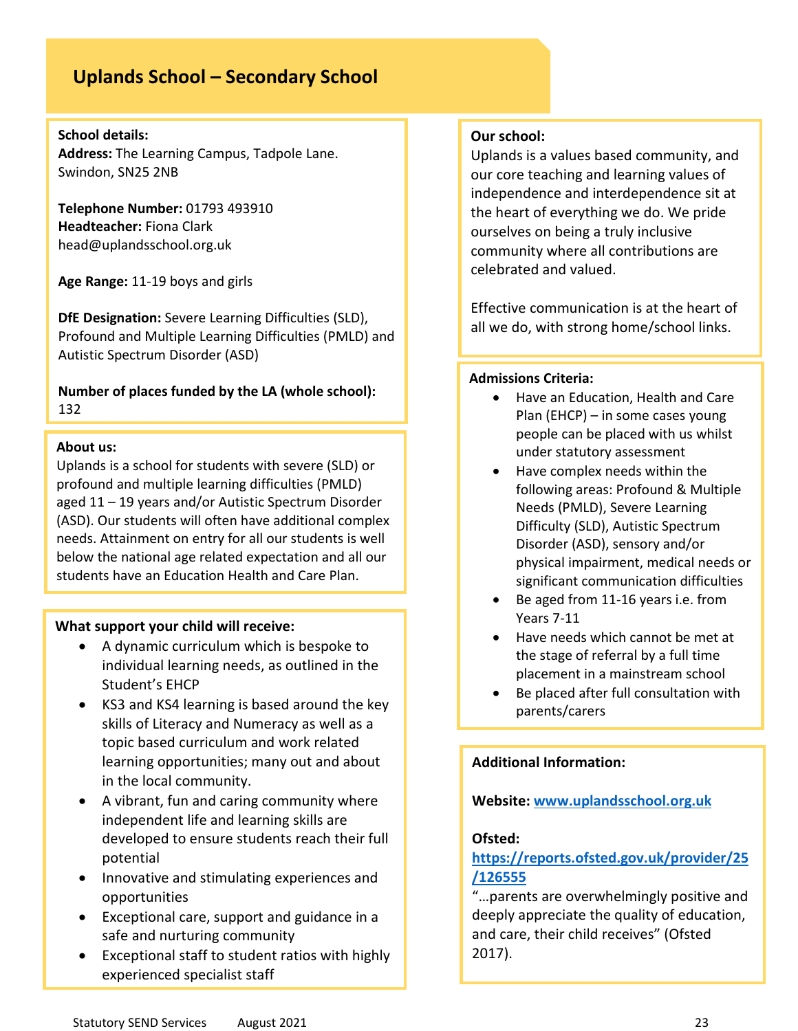# Uplands School – Secondary School

**School details:**
**Address:** The Learning Campus, Tadpole Lane. Swindon, SN25 2NB

**Telephone Number:** 01793 493910
**Headteacher:** Fiona Clark
head@uplandsschool.org.uk

**Age Range:** 11-19 boys and girls

**DfE Designation:** Severe Learning Difficulties (SLD), Profound and Multiple Learning Difficulties (PMLD) and Autistic Spectrum Disorder (ASD)

**Number of places funded by the LA (whole school):** 132

**About us:**
Uplands is a school for students with severe (SLD) or profound and multiple learning difficulties (PMLD) aged 11 – 19 years and/or Autistic Spectrum Disorder (ASD). Our students will often have additional complex needs. Attainment on entry for all our students is well below the national age related expectation and all our students have an Education Health and Care Plan.

**What support your child will receive:**

- A dynamic curriculum which is bespoke to individual learning needs, as outlined in the Student's EHCP
- KS3 and KS4 learning is based around the key skills of Literacy and Numeracy as well as a topic based curriculum and work related learning opportunities; many out and about in the local community.
- A vibrant, fun and caring community where independent life and learning skills are developed to ensure students reach their full potential
- Innovative and stimulating experiences and opportunities
- Exceptional care, support and guidance in a safe and nurturing community
- Exceptional staff to student ratios with highly experienced specialist staff

**Our school:**
Uplands is a values based community, and our core teaching and learning values of independence and interdependence sit at the heart of everything we do. We pride ourselves on being a truly inclusive community where all contributions are celebrated and valued.

Effective communication is at the heart of all we do, with strong home/school links.

**Admissions Criteria:**

- Have an Education, Health and Care Plan (EHCP) – in some cases young people can be placed with us whilst under statutory assessment
- Have complex needs within the following areas: Profound & Multiple Needs (PMLD), Severe Learning Difficulty (SLD), Autistic Spectrum Disorder (ASD), sensory and/or physical impairment, medical needs or significant communication difficulties
- Be aged from 11-16 years i.e. from Years 7-11
- Have needs which cannot be met at the stage of referral by a full time placement in a mainstream school
- Be placed after full consultation with parents/carers

**Additional Information:**

**Website:** www.uplandsschool.org.uk

**Ofsted:**
https://reports.ofsted.gov.uk/provider/25/126555
"…parents are overwhelmingly positive and deeply appreciate the quality of education, and care, their child receives" (Ofsted 2017).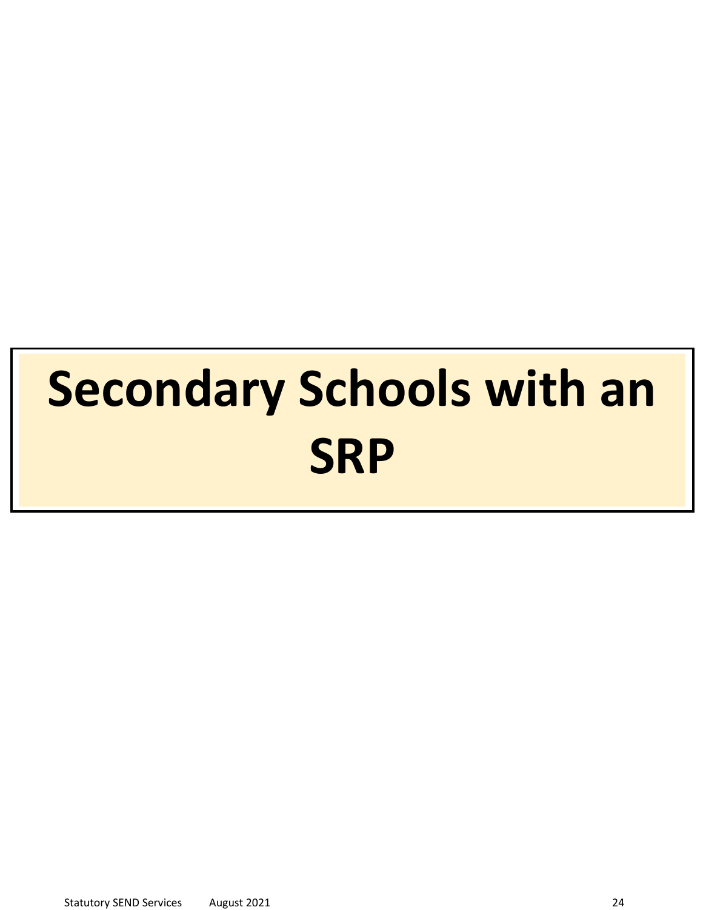# Secondary Schools with an SRP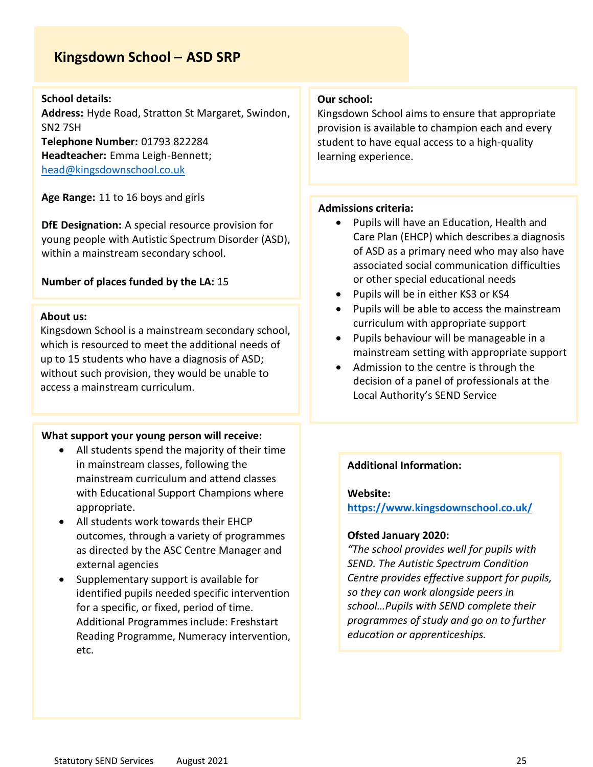# Kingsdown School – ASD SRP

**School details:**
**Address:** Hyde Road, Stratton St Margaret, Swindon, SN2 7SH
**Telephone Number:** 01793 822284
**Headteacher:** Emma Leigh-Bennett; head@kingsdownschool.co.uk

**Age Range:** 11 to 16 boys and girls

**DfE Designation:** A special resource provision for young people with Autistic Spectrum Disorder (ASD), within a mainstream secondary school.

**Number of places funded by the LA:** 15

**About us:**
Kingsdown School is a mainstream secondary school, which is resourced to meet the additional needs of up to 15 students who have a diagnosis of ASD; without such provision, they would be unable to access a mainstream curriculum.

**What support your young person will receive:**

- All students spend the majority of their time in mainstream classes, following the mainstream curriculum and attend classes with Educational Support Champions where appropriate.
- All students work towards their EHCP outcomes, through a variety of programmes as directed by the ASC Centre Manager and external agencies
- Supplementary support is available for identified pupils needed specific intervention for a specific, or fixed, period of time. Additional Programmes include: Freshstart Reading Programme, Numeracy intervention, etc.

**Our school:**
Kingsdown School aims to ensure that appropriate provision is available to champion each and every student to have equal access to a high-quality learning experience.

**Admissions criteria:**

- Pupils will have an Education, Health and Care Plan (EHCP) which describes a diagnosis of ASD as a primary need who may also have associated social communication difficulties or other special educational needs
- Pupils will be in either KS3 or KS4
- Pupils will be able to access the mainstream curriculum with appropriate support
- Pupils behaviour will be manageable in a mainstream setting with appropriate support
- Admission to the centre is through the decision of a panel of professionals at the Local Authority's SEND Service

**Additional Information:**

**Website:**
**https://www.kingsdownschool.co.uk/**

**Ofsted January 2020:**
*"The school provides well for pupils with SEND. The Autistic Spectrum Condition Centre provides effective support for pupils, so they can work alongside peers in school…Pupils with SEND complete their programmes of study and go on to further education or apprenticeships.*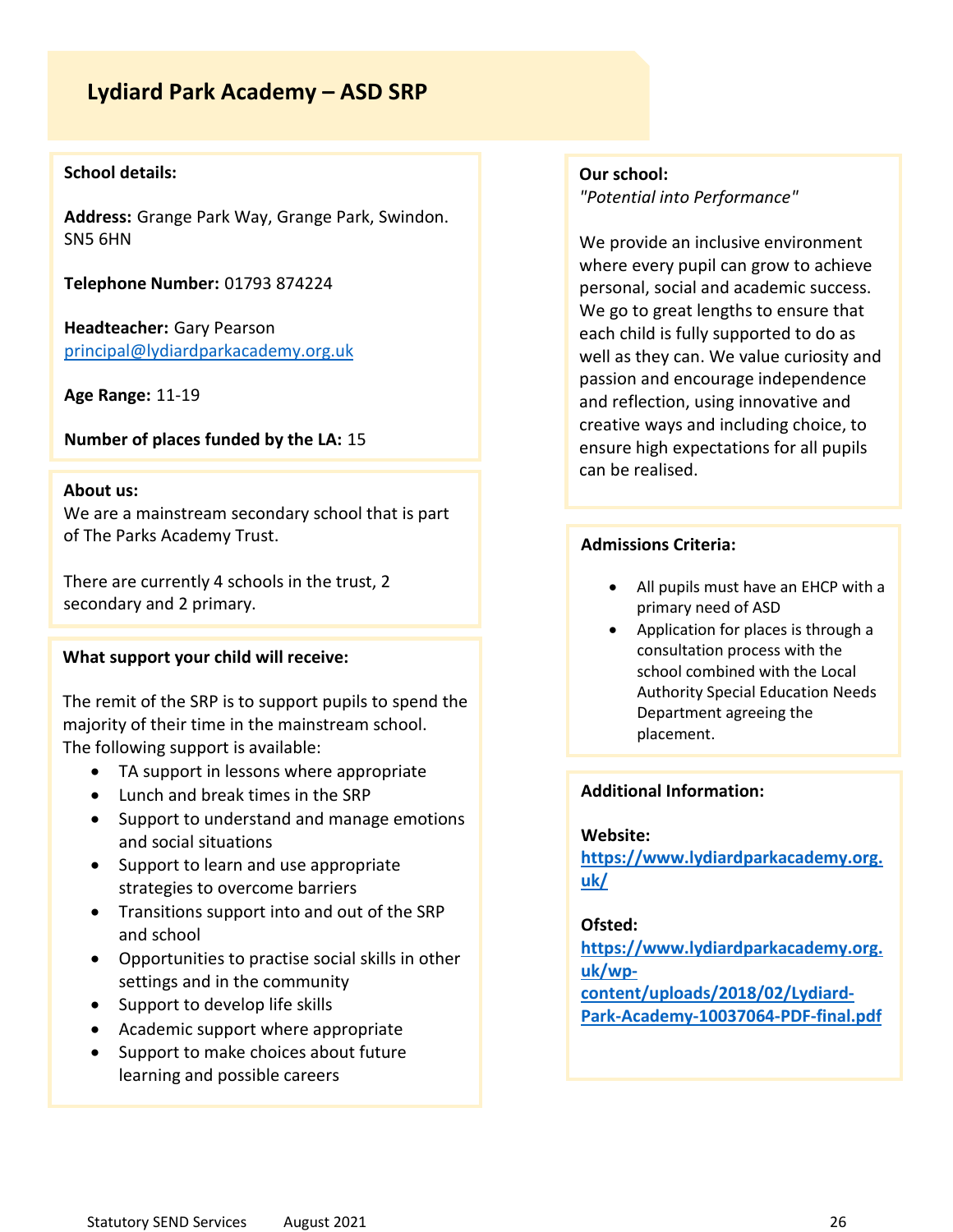# Lydiard Park Academy – ASD SRP

**School details:**

**Address:** Grange Park Way, Grange Park, Swindon. SN5 6HN

**Telephone Number:** 01793 874224

**Headteacher:** Gary Pearson
principal@lydiardparkacademy.org.uk

**Age Range:** 11-19

**Number of places funded by the LA:** 15

**About us:**
We are a mainstream secondary school that is part of The Parks Academy Trust.

There are currently 4 schools in the trust, 2 secondary and 2 primary.

**What support your child will receive:**

The remit of the SRP is to support pupils to spend the majority of their time in the mainstream school. The following support is available:

- TA support in lessons where appropriate
- Lunch and break times in the SRP
- Support to understand and manage emotions and social situations
- Support to learn and use appropriate strategies to overcome barriers
- Transitions support into and out of the SRP and school
- Opportunities to practise social skills in other settings and in the community
- Support to develop life skills
- Academic support where appropriate
- Support to make choices about future learning and possible careers

**Our school:**
*"Potential into Performance"*

We provide an inclusive environment where every pupil can grow to achieve personal, social and academic success. We go to great lengths to ensure that each child is fully supported to do as well as they can. We value curiosity and passion and encourage independence and reflection, using innovative and creative ways and including choice, to ensure high expectations for all pupils can be realised.

**Admissions Criteria:**

- All pupils must have an EHCP with a primary need of ASD
- Application for places is through a consultation process with the school combined with the Local Authority Special Education Needs Department agreeing the placement.

**Additional Information:**

**Website:**
**https://www.lydiardparkacademy.org.uk/**

**Ofsted:**
**https://www.lydiardparkacademy.org.uk/wp-content/uploads/2018/02/Lydiard-Park-Academy-10037064-PDF-final.pdf**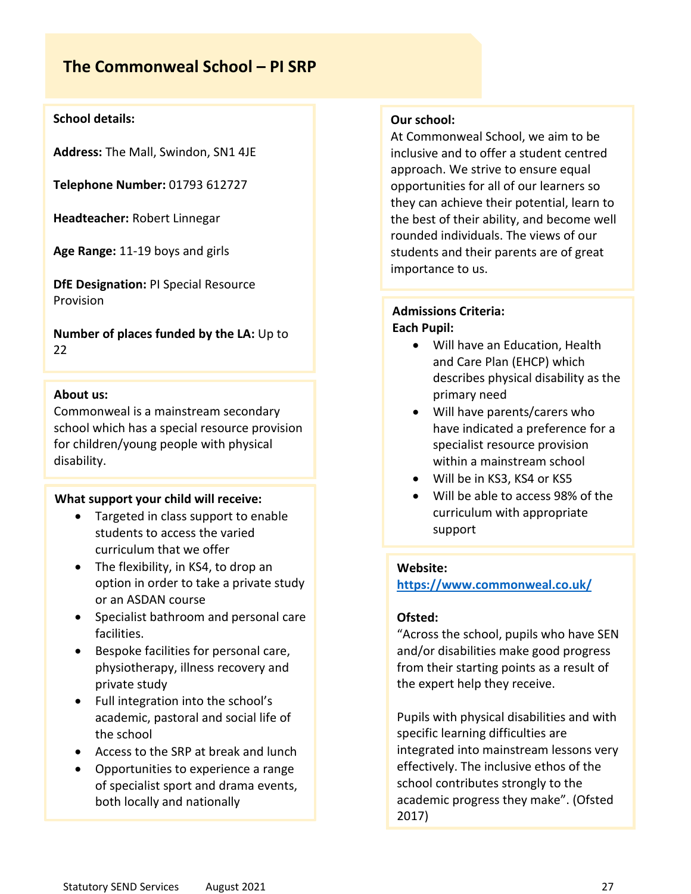# The Commonweal School – PI SRP

**School details:**

**Address:** The Mall, Swindon, SN1 4JE

**Telephone Number:** 01793 612727

**Headteacher:** Robert Linnegar

**Age Range:** 11-19 boys and girls

**DfE Designation:** PI Special Resource Provision

**Number of places funded by the LA:** Up to 22

**About us:**
Commonweal is a mainstream secondary school which has a special resource provision for children/young people with physical disability.

**What support your child will receive:**

- Targeted in class support to enable students to access the varied curriculum that we offer
- The flexibility, in KS4, to drop an option in order to take a private study or an ASDAN course
- Specialist bathroom and personal care facilities.
- Bespoke facilities for personal care, physiotherapy, illness recovery and private study
- Full integration into the school's academic, pastoral and social life of the school
- Access to the SRP at break and lunch
- Opportunities to experience a range of specialist sport and drama events, both locally and nationally

**Our school:**
At Commonweal School, we aim to be inclusive and to offer a student centred approach. We strive to ensure equal opportunities for all of our learners so they can achieve their potential, learn to the best of their ability, and become well rounded individuals. The views of our students and their parents are of great importance to us.

**Admissions Criteria:**
**Each Pupil:**

- Will have an Education, Health and Care Plan (EHCP) which describes physical disability as the primary need
- Will have parents/carers who have indicated a preference for a specialist resource provision within a mainstream school
- Will be in KS3, KS4 or KS5
- Will be able to access 98% of the curriculum with appropriate support

**Website:**
https://www.commonweal.co.uk/

**Ofsted:**
"Across the school, pupils who have SEN and/or disabilities make good progress from their starting points as a result of the expert help they receive.

Pupils with physical disabilities and with specific learning difficulties are integrated into mainstream lessons very effectively. The inclusive ethos of the school contributes strongly to the academic progress they make". (Ofsted 2017)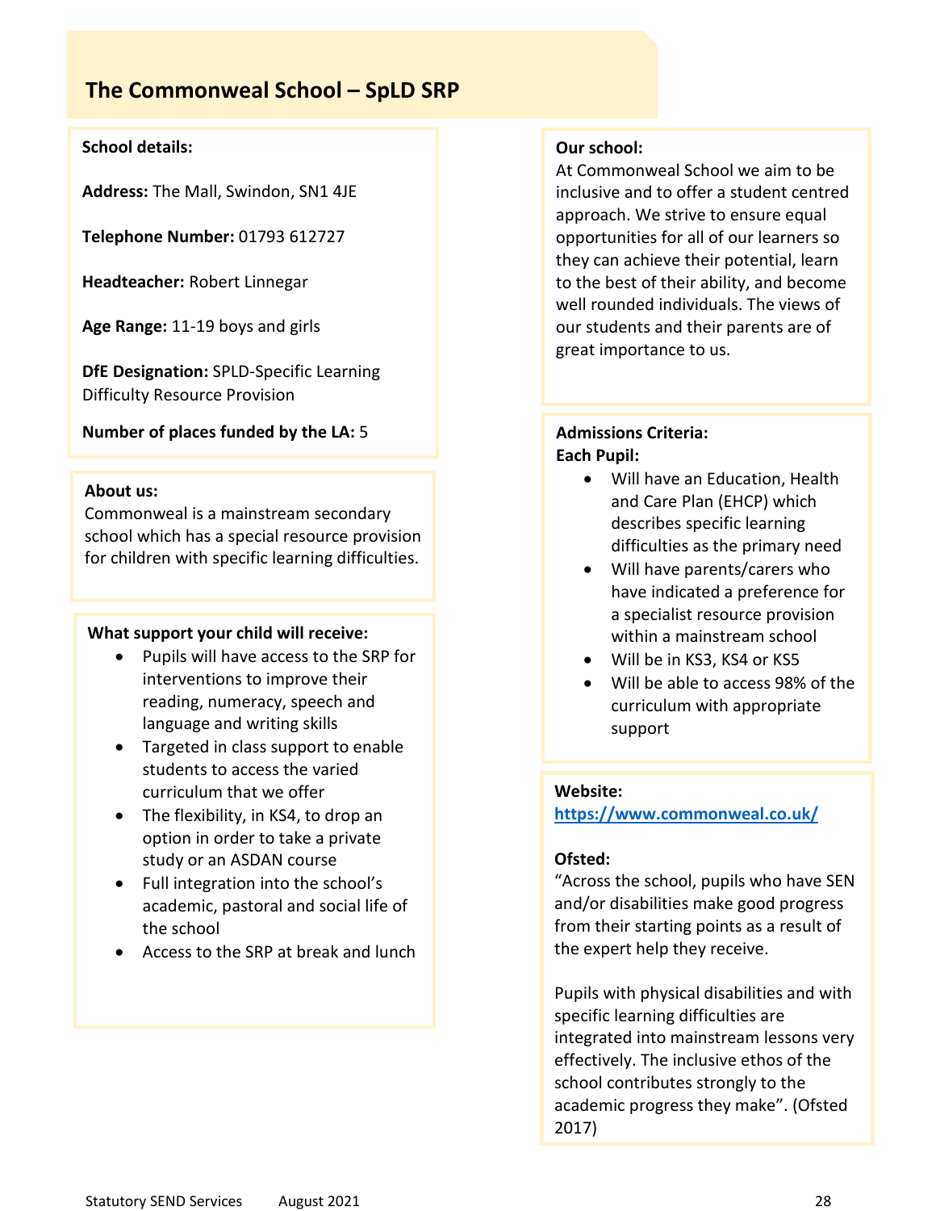# The Commonweal School – SpLD SRP

**School details:**

**Address:** The Mall, Swindon, SN1 4JE

**Telephone Number:** 01793 612727

**Headteacher:** Robert Linnegar

**Age Range:** 11-19 boys and girls

**DfE Designation:** SPLD-Specific Learning Difficulty Resource Provision

**Number of places funded by the LA:** 5

**About us:**
Commonweal is a mainstream secondary school which has a special resource provision for children with specific learning difficulties.

**What support your child will receive:**

- Pupils will have access to the SRP for interventions to improve their reading, numeracy, speech and language and writing skills
- Targeted in class support to enable students to access the varied curriculum that we offer
- The flexibility, in KS4, to drop an option in order to take a private study or an ASDAN course
- Full integration into the school's academic, pastoral and social life of the school
- Access to the SRP at break and lunch

**Our school:**
At Commonweal School we aim to be inclusive and to offer a student centred approach. We strive to ensure equal opportunities for all of our learners so they can achieve their potential, learn to the best of their ability, and become well rounded individuals. The views of our students and their parents are of great importance to us.

**Admissions Criteria:**
**Each Pupil:**

- Will have an Education, Health and Care Plan (EHCP) which describes specific learning difficulties as the primary need
- Will have parents/carers who have indicated a preference for a specialist resource provision within a mainstream school
- Will be in KS3, KS4 or KS5
- Will be able to access 98% of the curriculum with appropriate support

**Website:**
[https://www.commonweal.co.uk/](https://www.commonweal.co.uk/)

**Ofsted:**
"Across the school, pupils who have SEN and/or disabilities make good progress from their starting points as a result of the expert help they receive.

Pupils with physical disabilities and with specific learning difficulties are integrated into mainstream lessons very effectively. The inclusive ethos of the school contributes strongly to the academic progress they make". (Ofsted 2017)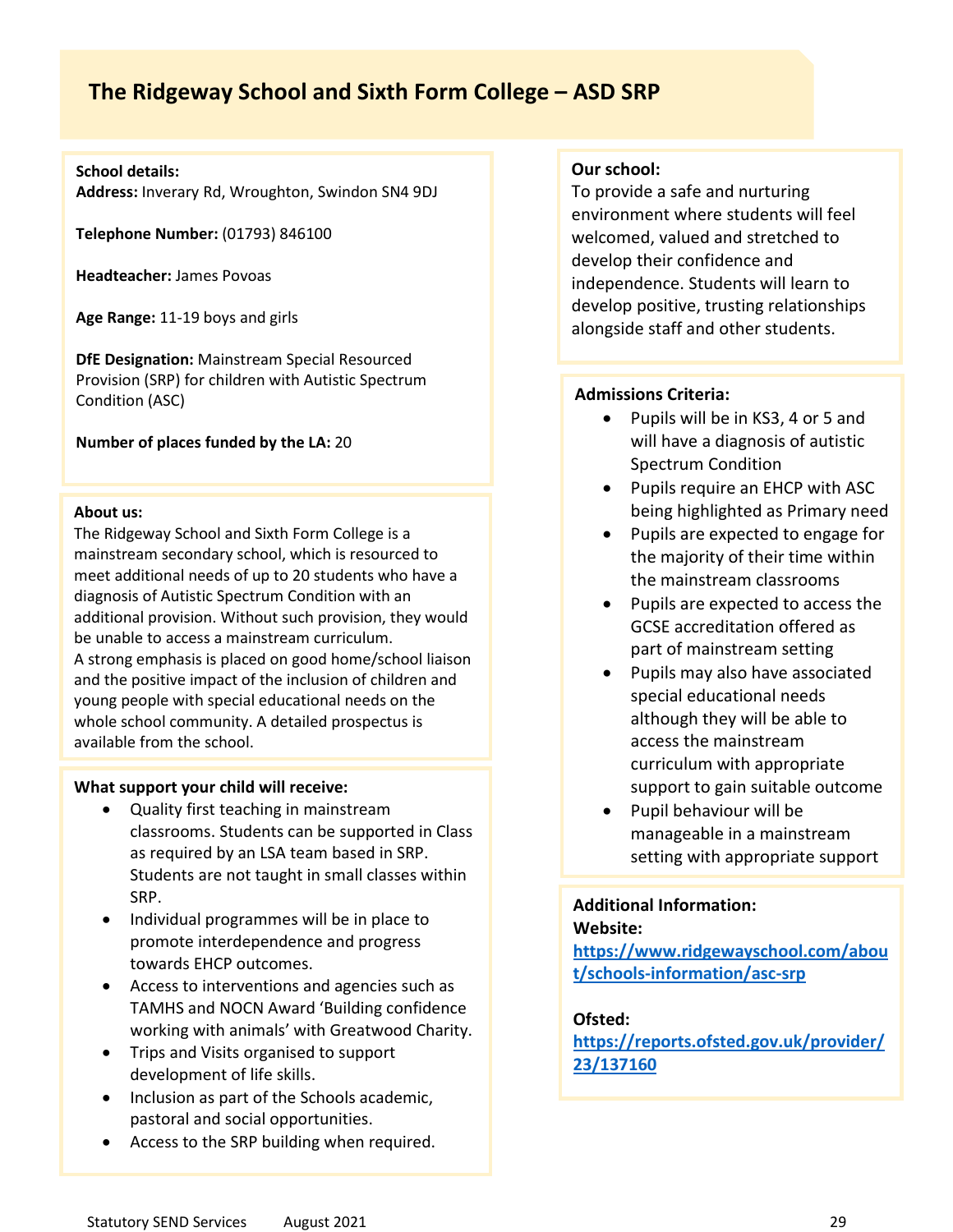# The Ridgeway School and Sixth Form College – ASD SRP

**School details:**
**Address:** Inverary Rd, Wroughton, Swindon SN4 9DJ

**Telephone Number:** (01793) 846100

**Headteacher:** James Povoas

**Age Range:** 11-19 boys and girls

**DfE Designation:** Mainstream Special Resourced Provision (SRP) for children with Autistic Spectrum Condition (ASC)

**Number of places funded by the LA:** 20

**About us:**
The Ridgeway School and Sixth Form College is a mainstream secondary school, which is resourced to meet additional needs of up to 20 students who have a diagnosis of Autistic Spectrum Condition with an additional provision. Without such provision, they would be unable to access a mainstream curriculum.
A strong emphasis is placed on good home/school liaison and the positive impact of the inclusion of children and young people with special educational needs on the whole school community. A detailed prospectus is available from the school.

**What support your child will receive:**

- Quality first teaching in mainstream classrooms. Students can be supported in Class as required by an LSA team based in SRP. Students are not taught in small classes within SRP.
- Individual programmes will be in place to promote interdependence and progress towards EHCP outcomes.
- Access to interventions and agencies such as TAMHS and NOCN Award 'Building confidence working with animals' with Greatwood Charity.
- Trips and Visits organised to support development of life skills.
- Inclusion as part of the Schools academic, pastoral and social opportunities.
- Access to the SRP building when required.

**Our school:**
To provide a safe and nurturing environment where students will feel welcomed, valued and stretched to develop their confidence and independence. Students will learn to develop positive, trusting relationships alongside staff and other students.

**Admissions Criteria:**

- Pupils will be in KS3, 4 or 5 and will have a diagnosis of autistic Spectrum Condition
- Pupils require an EHCP with ASC being highlighted as Primary need
- Pupils are expected to engage for the majority of their time within the mainstream classrooms
- Pupils are expected to access the GCSE accreditation offered as part of mainstream setting
- Pupils may also have associated special educational needs although they will be able to access the mainstream curriculum with appropriate support to gain suitable outcome
- Pupil behaviour will be manageable in a mainstream setting with appropriate support

**Additional Information:**
**Website:**
[https://www.ridgewayschool.com/about/schools-information/asc-srp](https://www.ridgewayschool.com/about/schools-information/asc-srp)

**Ofsted:**
[https://reports.ofsted.gov.uk/provider/23/137160](https://reports.ofsted.gov.uk/provider/23/137160)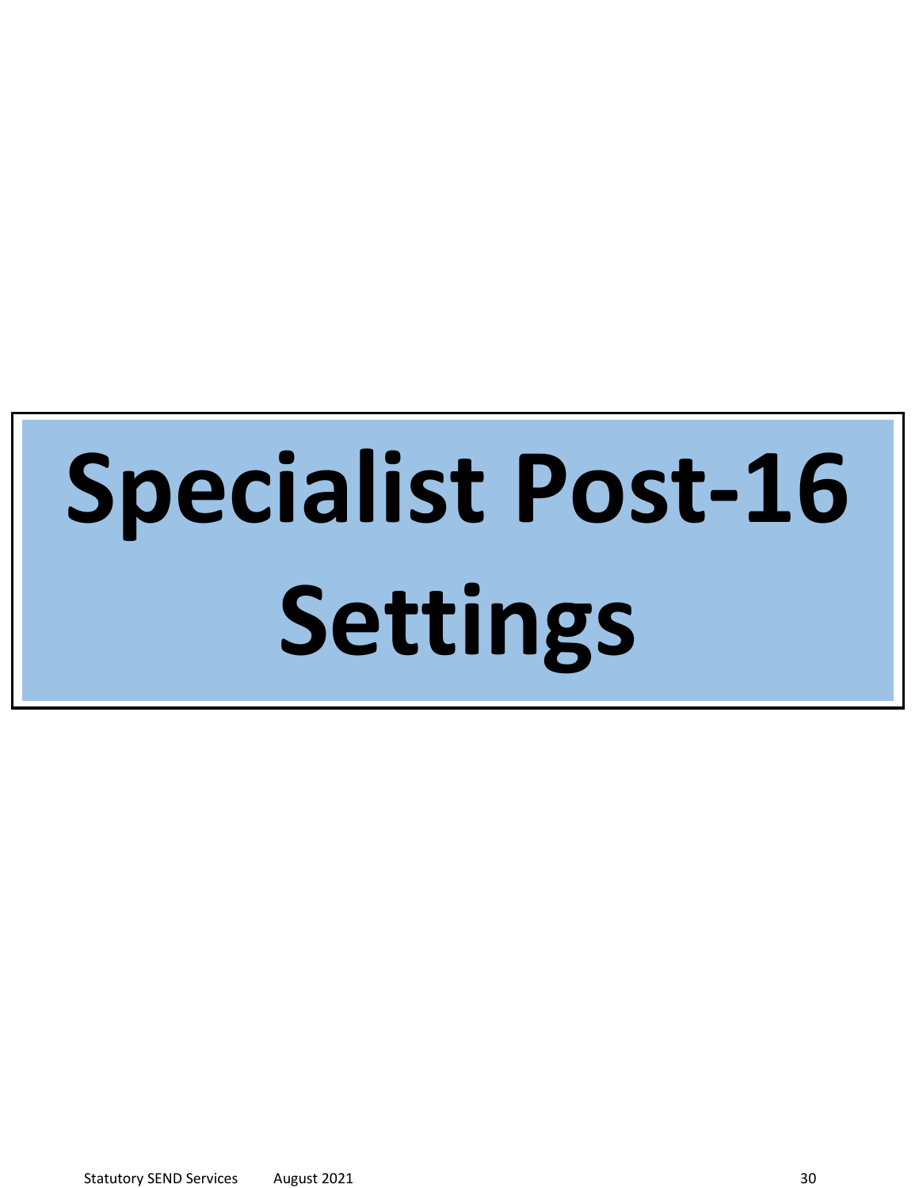# Specialist Post-16 Settings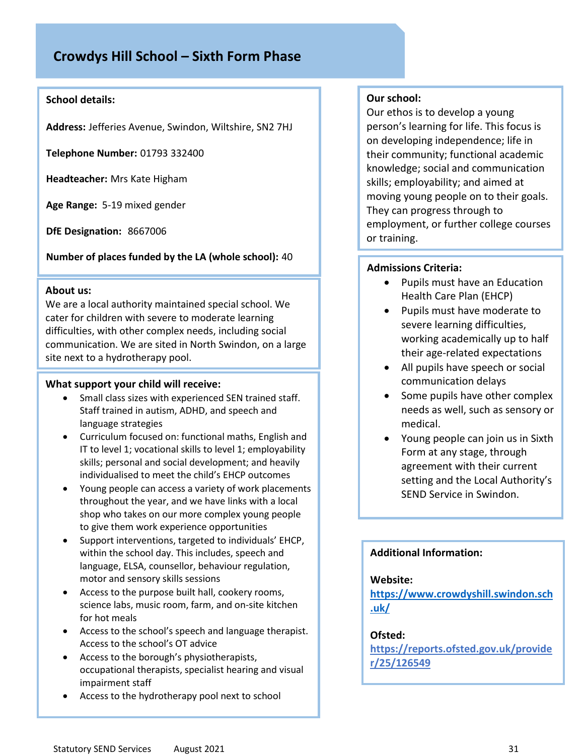# Crowdys Hill School – Sixth Form Phase

**School details:**

**Address:** Jefferies Avenue, Swindon, Wiltshire, SN2 7HJ

**Telephone Number:** 01793 332400

**Headteacher:** Mrs Kate Higham

**Age Range:** 5-19 mixed gender

**DfE Designation:** 8667006

**Number of places funded by the LA (whole school):** 40

**About us:**
We are a local authority maintained special school. We cater for children with severe to moderate learning difficulties, with other complex needs, including social communication. We are sited in North Swindon, on a large site next to a hydrotherapy pool.

**What support your child will receive:**

- Small class sizes with experienced SEN trained staff. Staff trained in autism, ADHD, and speech and language strategies
- Curriculum focused on: functional maths, English and IT to level 1; vocational skills to level 1; employability skills; personal and social development; and heavily individualised to meet the child's EHCP outcomes
- Young people can access a variety of work placements throughout the year, and we have links with a local shop who takes on our more complex young people to give them work experience opportunities
- Support interventions, targeted to individuals' EHCP, within the school day. This includes, speech and language, ELSA, counsellor, behaviour regulation, motor and sensory skills sessions
- Access to the purpose built hall, cookery rooms, science labs, music room, farm, and on-site kitchen for hot meals
- Access to the school's speech and language therapist. Access to the school's OT advice
- Access to the borough's physiotherapists, occupational therapists, specialist hearing and visual impairment staff
- Access to the hydrotherapy pool next to school

**Our school:**
Our ethos is to develop a young person's learning for life. This focus is on developing independence; life in their community; functional academic knowledge; social and communication skills; employability; and aimed at moving young people on to their goals. They can progress through to employment, or further college courses or training.

**Admissions Criteria:**

- Pupils must have an Education Health Care Plan (EHCP)
- Pupils must have moderate to severe learning difficulties, working academically up to half their age-related expectations
- All pupils have speech or social communication delays
- Some pupils have other complex needs as well, such as sensory or medical.
- Young people can join us in Sixth Form at any stage, through agreement with their current setting and the Local Authority's SEND Service in Swindon.

**Additional Information:**

**Website:**
https://www.crowdyshill.swindon.sch.uk/

**Ofsted:**
https://reports.ofsted.gov.uk/provider/25/126549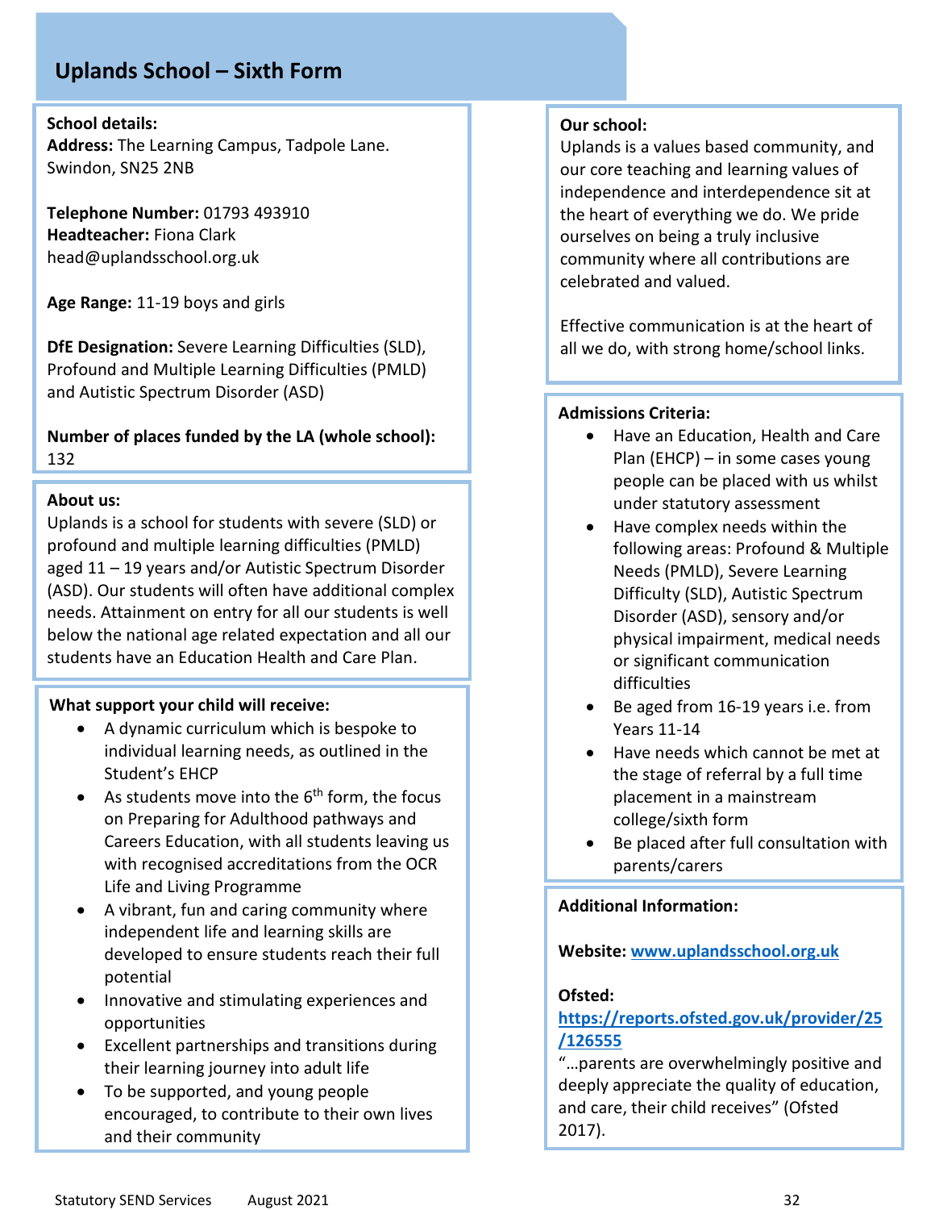## Uplands School – Sixth Form

**School details:**
**Address:** The Learning Campus, Tadpole Lane. Swindon, SN25 2NB

**Telephone Number:** 01793 493910
**Headteacher:** Fiona Clark
head@uplandsschool.org.uk

**Age Range:** 11-19 boys and girls

**DfE Designation:** Severe Learning Difficulties (SLD), Profound and Multiple Learning Difficulties (PMLD) and Autistic Spectrum Disorder (ASD)

**Number of places funded by the LA (whole school):** 132

**About us:**
Uplands is a school for students with severe (SLD) or profound and multiple learning difficulties (PMLD) aged 11 – 19 years and/or Autistic Spectrum Disorder (ASD). Our students will often have additional complex needs. Attainment on entry for all our students is well below the national age related expectation and all our students have an Education Health and Care Plan.

**What support your child will receive:**

- A dynamic curriculum which is bespoke to individual learning needs, as outlined in the Student's EHCP
- As students move into the 6th form, the focus on Preparing for Adulthood pathways and Careers Education, with all students leaving us with recognised accreditations from the OCR Life and Living Programme
- A vibrant, fun and caring community where independent life and learning skills are developed to ensure students reach their full potential
- Innovative and stimulating experiences and opportunities
- Excellent partnerships and transitions during their learning journey into adult life
- To be supported, and young people encouraged, to contribute to their own lives and their community

**Our school:**
Uplands is a values based community, and our core teaching and learning values of independence and interdependence sit at the heart of everything we do. We pride ourselves on being a truly inclusive community where all contributions are celebrated and valued.

Effective communication is at the heart of all we do, with strong home/school links.

**Admissions Criteria:**

- Have an Education, Health and Care Plan (EHCP) – in some cases young people can be placed with us whilst under statutory assessment
- Have complex needs within the following areas: Profound & Multiple Needs (PMLD), Severe Learning Difficulty (SLD), Autistic Spectrum Disorder (ASD), sensory and/or physical impairment, medical needs or significant communication difficulties
- Be aged from 16-19 years i.e. from Years 11-14
- Have needs which cannot be met at the stage of referral by a full time placement in a mainstream college/sixth form
- Be placed after full consultation with parents/carers

**Additional Information:**

**Website:** www.uplandsschool.org.uk

**Ofsted:**
https://reports.ofsted.gov.uk/provider/25/126555
"…parents are overwhelmingly positive and deeply appreciate the quality of education, and care, their child receives" (Ofsted 2017).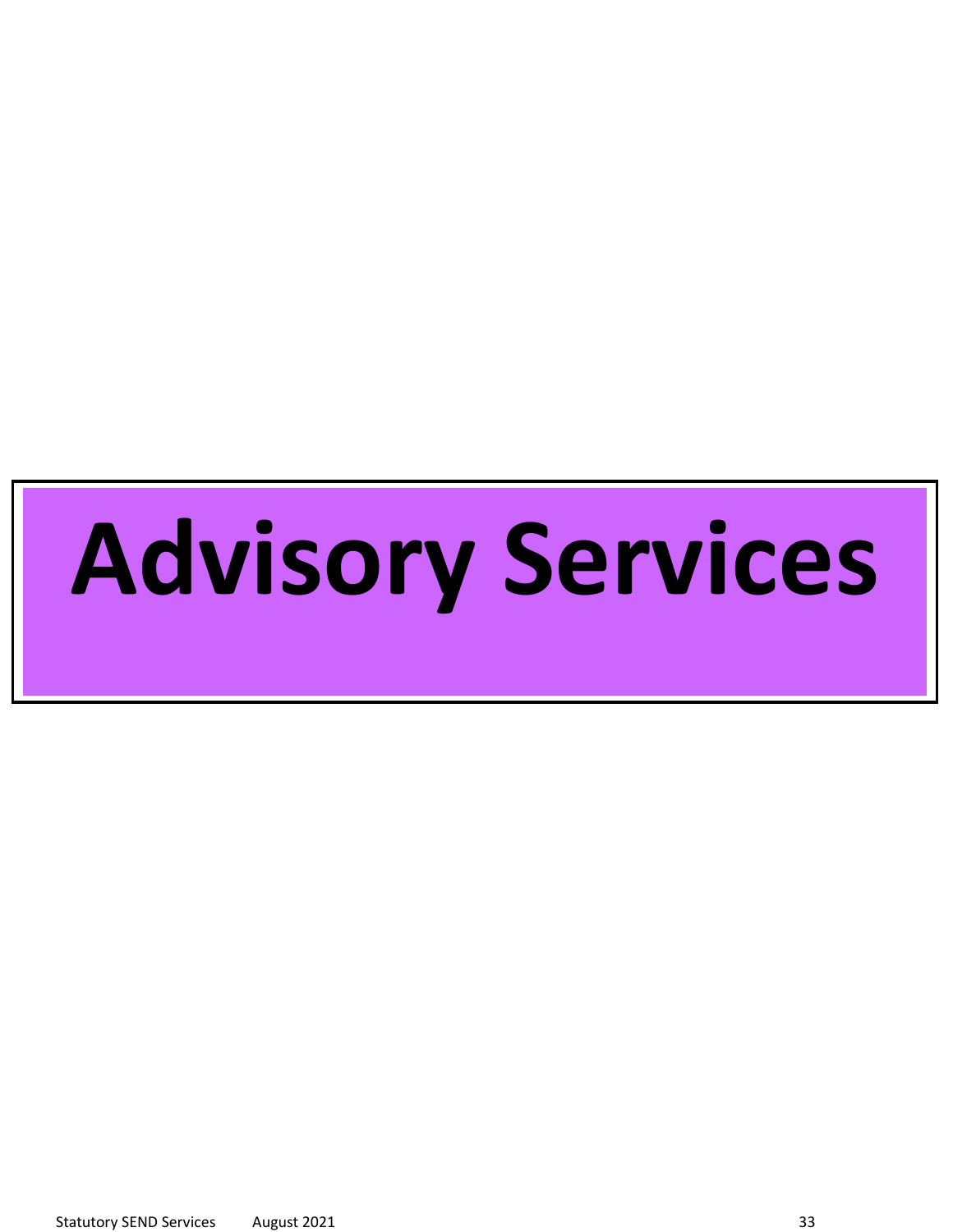# Advisory Services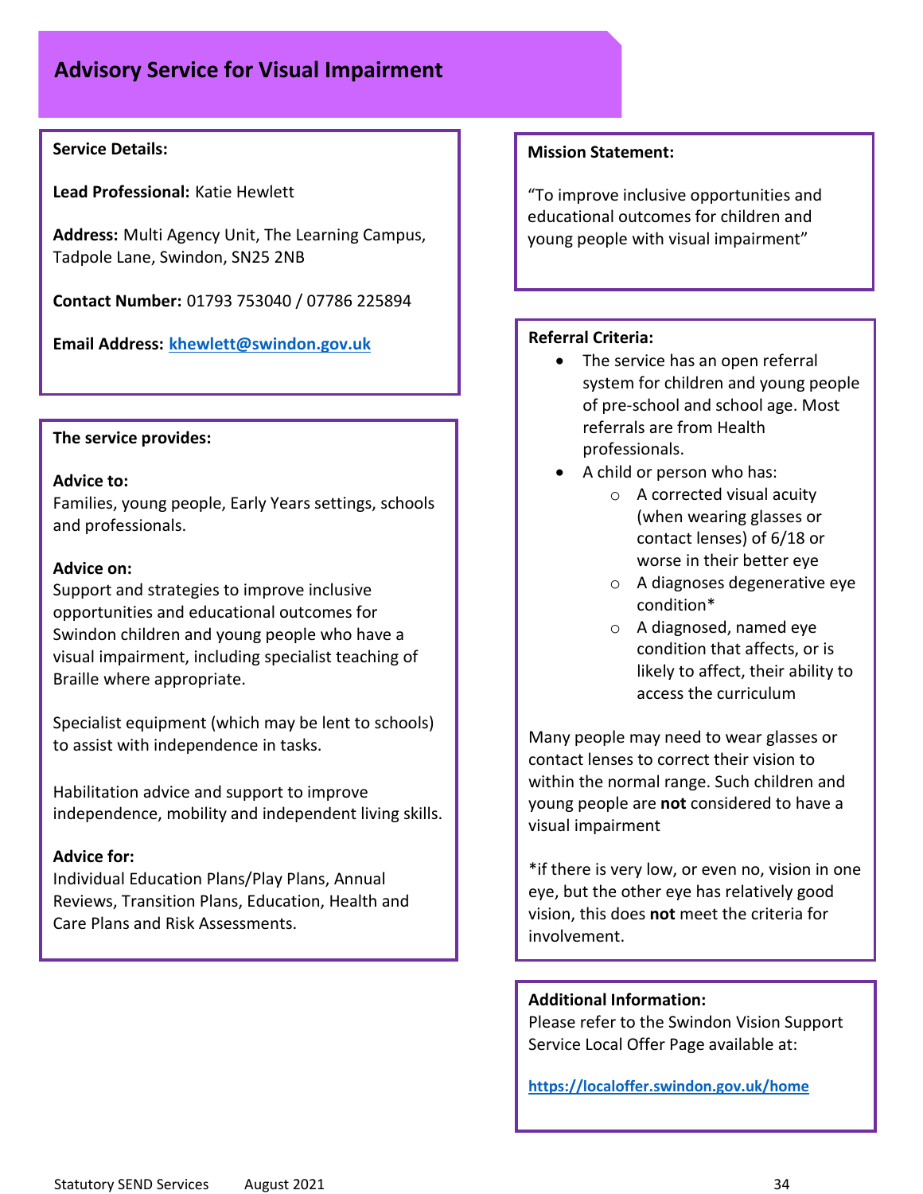# Advisory Service for Visual Impairment

**Service Details:**

**Lead Professional:** Katie Hewlett

**Address:** Multi Agency Unit, The Learning Campus, Tadpole Lane, Swindon, SN25 2NB

**Contact Number:** 01793 753040 / 07786 225894

**Email Address:** [khewlett@swindon.gov.uk](mailto:khewlett@swindon.gov.uk)

**The service provides:**

**Advice to:**
Families, young people, Early Years settings, schools and professionals.

**Advice on:**
Support and strategies to improve inclusive opportunities and educational outcomes for Swindon children and young people who have a visual impairment, including specialist teaching of Braille where appropriate.

Specialist equipment (which may be lent to schools) to assist with independence in tasks.

Habilitation advice and support to improve independence, mobility and independent living skills.

**Advice for:**
Individual Education Plans/Play Plans, Annual Reviews, Transition Plans, Education, Health and Care Plans and Risk Assessments.

**Mission Statement:**

"To improve inclusive opportunities and educational outcomes for children and young people with visual impairment"

**Referral Criteria:**

- The service has an open referral system for children and young people of pre-school and school age. Most referrals are from Health professionals.
- A child or person who has:
  - A corrected visual acuity (when wearing glasses or contact lenses) of 6/18 or worse in their better eye
  - A diagnoses degenerative eye condition*
  - A diagnosed, named eye condition that affects, or is likely to affect, their ability to access the curriculum

Many people may need to wear glasses or contact lenses to correct their vision to within the normal range. Such children and young people are **not** considered to have a visual impairment

*if there is very low, or even no, vision in one eye, but the other eye has relatively good vision, this does **not** meet the criteria for involvement.

**Additional Information:**
Please refer to the Swindon Vision Support Service Local Offer Page available at:

[https://localoffer.swindon.gov.uk/home](https://localoffer.swindon.gov.uk/home)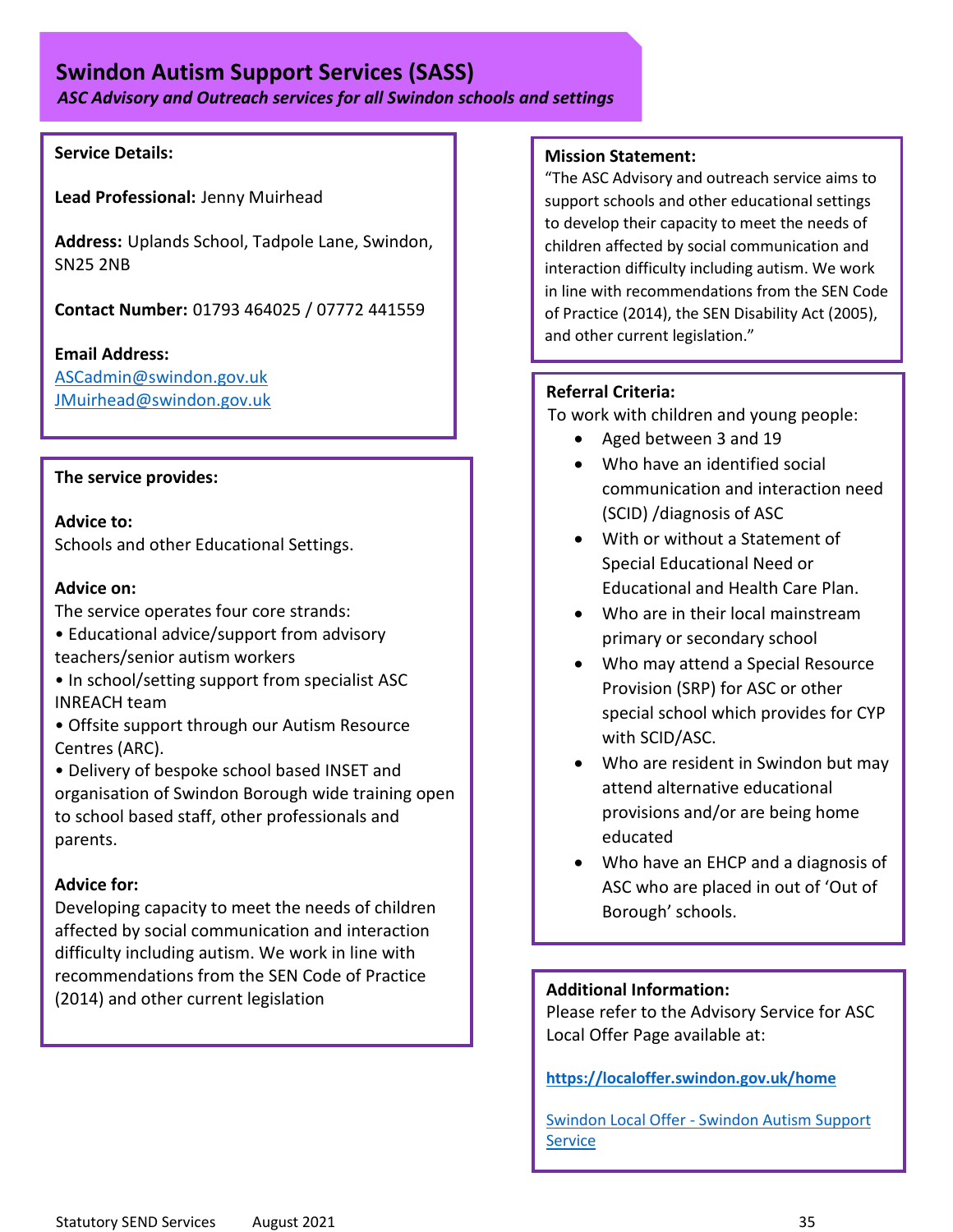## Swindon Autism Support Services (SASS)

*ASC Advisory and Outreach services for all Swindon schools and settings*

**Service Details:**

**Lead Professional:** Jenny Muirhead

**Address:** Uplands School, Tadpole Lane, Swindon, SN25 2NB

**Contact Number:** 01793 464025 / 07772 441559

**Email Address:**
ASCadmin@swindon.gov.uk
JMuirhead@swindon.gov.uk

**The service provides:**

**Advice to:**
Schools and other Educational Settings.

**Advice on:**
The service operates four core strands:
- Educational advice/support from advisory teachers/senior autism workers
- In school/setting support from specialist ASC INREACH team
- Offsite support through our Autism Resource Centres (ARC).
- Delivery of bespoke school based INSET and organisation of Swindon Borough wide training open to school based staff, other professionals and parents.

**Advice for:**
Developing capacity to meet the needs of children affected by social communication and interaction difficulty including autism. We work in line with recommendations from the SEN Code of Practice (2014) and other current legislation

**Mission Statement:**
"The ASC Advisory and outreach service aims to support schools and other educational settings to develop their capacity to meet the needs of children affected by social communication and interaction difficulty including autism. We work in line with recommendations from the SEN Code of Practice (2014), the SEN Disability Act (2005), and other current legislation."

**Referral Criteria:**
To work with children and young people:
- Aged between 3 and 19
- Who have an identified social communication and interaction need (SCID) /diagnosis of ASC
- With or without a Statement of Special Educational Need or Educational and Health Care Plan.
- Who are in their local mainstream primary or secondary school
- Who may attend a Special Resource Provision (SRP) for ASC or other special school which provides for CYP with SCID/ASC.
- Who are resident in Swindon but may attend alternative educational provisions and/or are being home educated
- Who have an EHCP and a diagnosis of ASC who are placed in out of 'Out of Borough' schools.

**Additional Information:**
Please refer to the Advisory Service for ASC Local Offer Page available at:

**https://localoffer.swindon.gov.uk/home**

Swindon Local Offer - Swindon Autism Support Service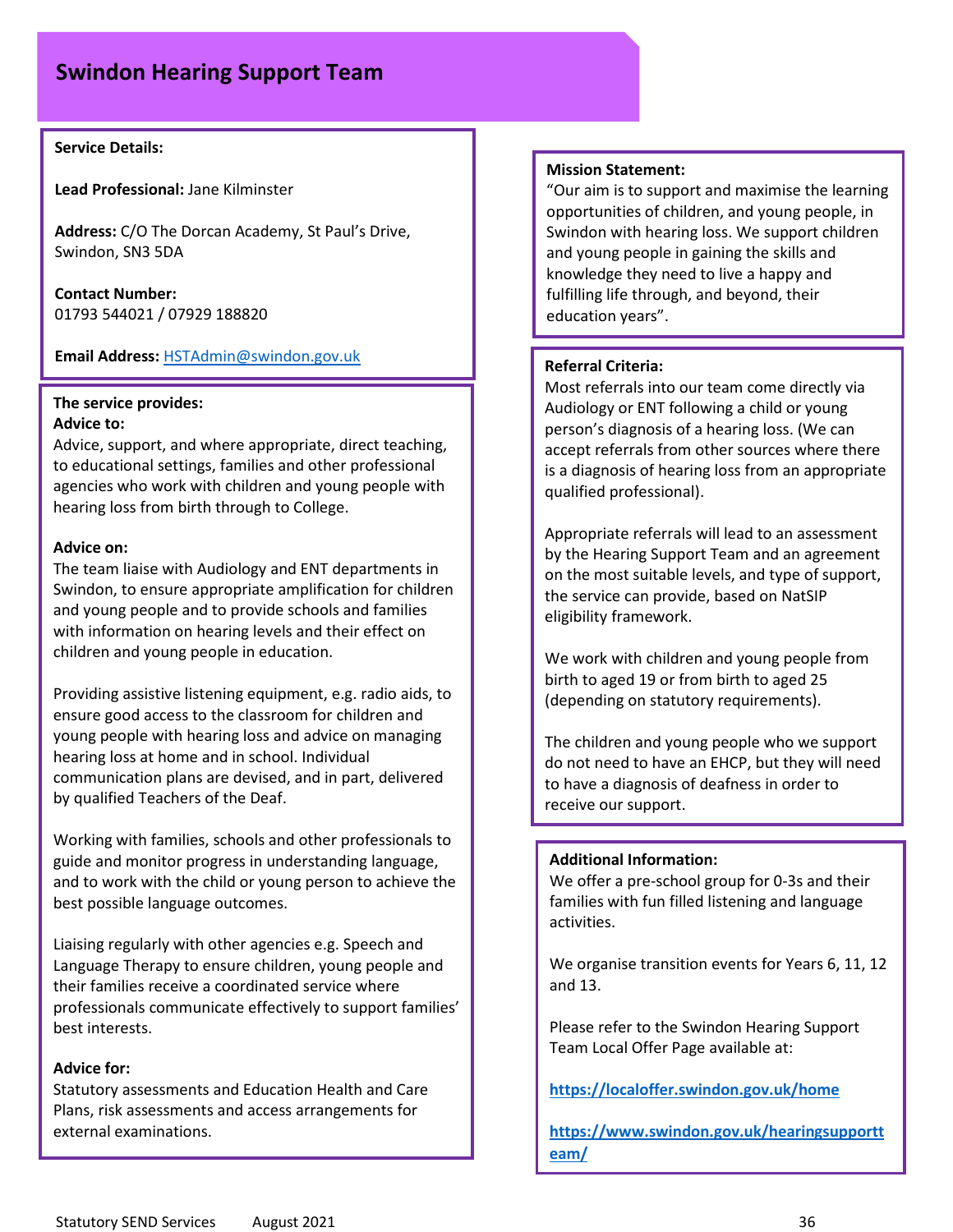## Swindon Hearing Support Team

**Service Details:**

**Lead Professional:** Jane Kilminster

**Address:** C/O The Dorcan Academy, St Paul's Drive, Swindon, SN3 5DA

**Contact Number:**
01793 544021 / 07929 188820

**Email Address:** HSTAdmin@swindon.gov.uk

**The service provides:**

**Advice to:**
Advice, support, and where appropriate, direct teaching, to educational settings, families and other professional agencies who work with children and young people with hearing loss from birth through to College.

**Advice on:**
The team liaise with Audiology and ENT departments in Swindon, to ensure appropriate amplification for children and young people and to provide schools and families with information on hearing levels and their effect on children and young people in education.

Providing assistive listening equipment, e.g. radio aids, to ensure good access to the classroom for children and young people with hearing loss and advice on managing hearing loss at home and in school. Individual communication plans are devised, and in part, delivered by qualified Teachers of the Deaf.

Working with families, schools and other professionals to guide and monitor progress in understanding language, and to work with the child or young person to achieve the best possible language outcomes.

Liaising regularly with other agencies e.g. Speech and Language Therapy to ensure children, young people and their families receive a coordinated service where professionals communicate effectively to support families' best interests.

**Advice for:**
Statutory assessments and Education Health and Care Plans, risk assessments and access arrangements for external examinations.

**Mission Statement:**
"Our aim is to support and maximise the learning opportunities of children, and young people, in Swindon with hearing loss. We support children and young people in gaining the skills and knowledge they need to live a happy and fulfilling life through, and beyond, their education years".

**Referral Criteria:**
Most referrals into our team come directly via Audiology or ENT following a child or young person's diagnosis of a hearing loss. (We can accept referrals from other sources where there is a diagnosis of hearing loss from an appropriate qualified professional).

Appropriate referrals will lead to an assessment by the Hearing Support Team and an agreement on the most suitable levels, and type of support, the service can provide, based on NatSIP eligibility framework.

We work with children and young people from birth to aged 19 or from birth to aged 25 (depending on statutory requirements).

The children and young people who we support do not need to have an EHCP, but they will need to have a diagnosis of deafness in order to receive our support.

**Additional Information:**
We offer a pre-school group for 0-3s and their families with fun filled listening and language activities.

We organise transition events for Years 6, 11, 12 and 13.

Please refer to the Swindon Hearing Support Team Local Offer Page available at:

**https://localoffer.swindon.gov.uk/home**

**https://www.swindon.gov.uk/hearingsupportteam/**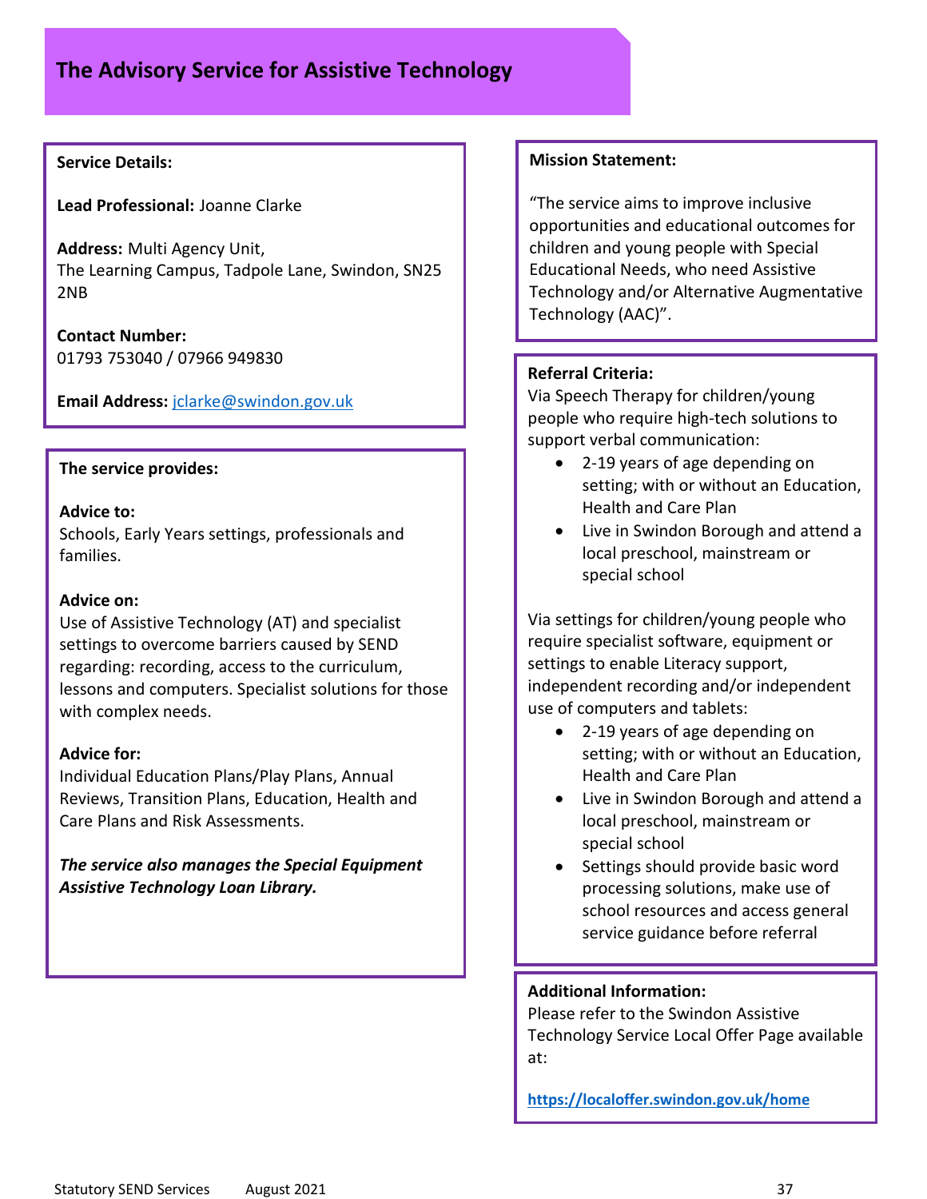# The Advisory Service for Assistive Technology

**Service Details:**

**Lead Professional:** Joanne Clarke

**Address:** Multi Agency Unit,
The Learning Campus, Tadpole Lane, Swindon, SN25 2NB

**Contact Number:**
01793 753040 / 07966 949830

**Email Address:** jclarke@swindon.gov.uk

**The service provides:**

**Advice to:**
Schools, Early Years settings, professionals and families.

**Advice on:**
Use of Assistive Technology (AT) and specialist settings to overcome barriers caused by SEND regarding: recording, access to the curriculum, lessons and computers. Specialist solutions for those with complex needs.

**Advice for:**
Individual Education Plans/Play Plans, Annual Reviews, Transition Plans, Education, Health and Care Plans and Risk Assessments.

***The service also manages the Special Equipment Assistive Technology Loan Library.***

**Mission Statement:**

"The service aims to improve inclusive opportunities and educational outcomes for children and young people with Special Educational Needs, who need Assistive Technology and/or Alternative Augmentative Technology (AAC)".

**Referral Criteria:**
Via Speech Therapy for children/young people who require high-tech solutions to support verbal communication:

- 2-19 years of age depending on setting; with or without an Education, Health and Care Plan
- Live in Swindon Borough and attend a local preschool, mainstream or special school

Via settings for children/young people who require specialist software, equipment or settings to enable Literacy support, independent recording and/or independent use of computers and tablets:

- 2-19 years of age depending on setting; with or without an Education, Health and Care Plan
- Live in Swindon Borough and attend a local preschool, mainstream or special school
- Settings should provide basic word processing solutions, make use of school resources and access general service guidance before referral

**Additional Information:**
Please refer to the Swindon Assistive Technology Service Local Offer Page available at:

**https://localoffer.swindon.gov.uk/home**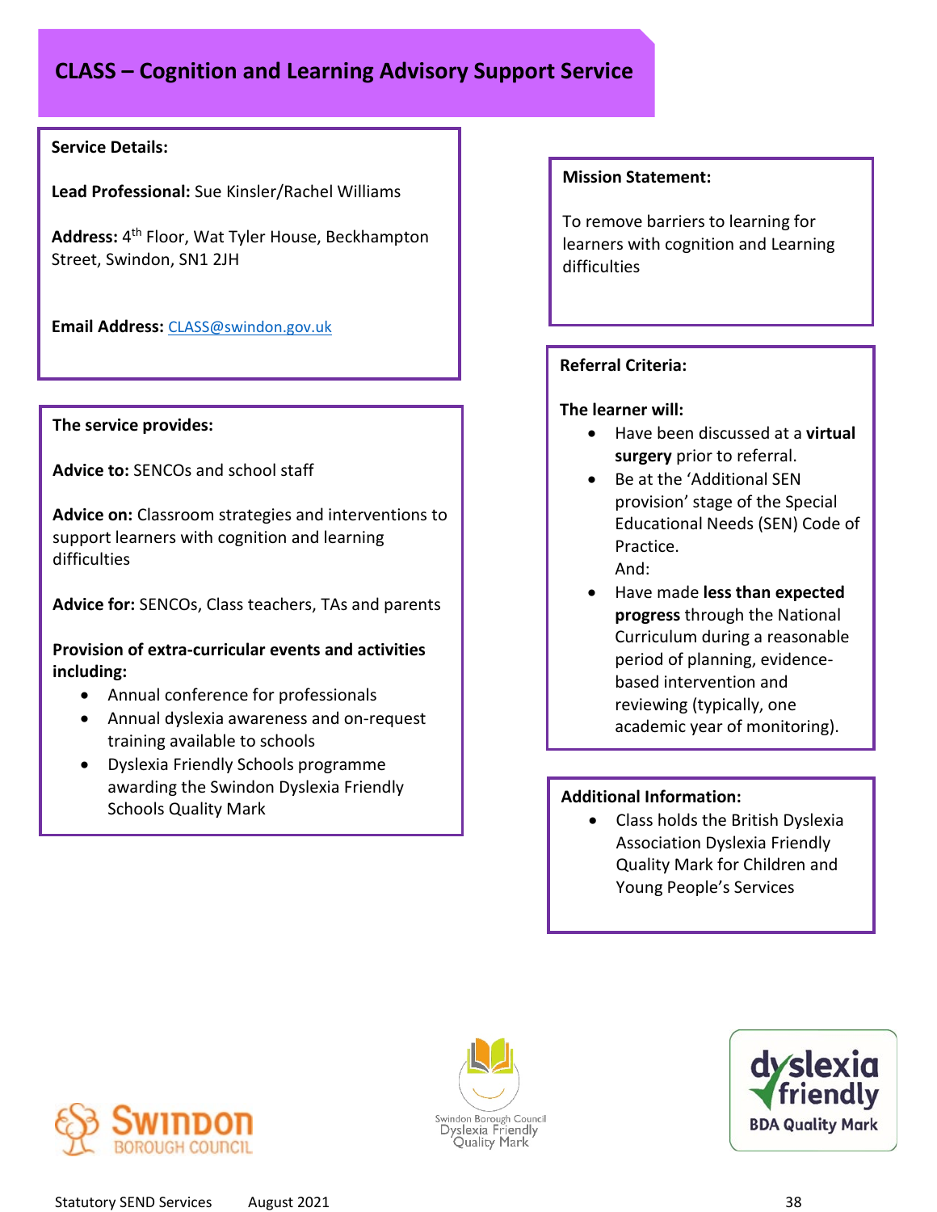# CLASS – Cognition and Learning Advisory Support Service

**Service Details:**

**Lead Professional:** Sue Kinsler/Rachel Williams

**Address:** 4th Floor, Wat Tyler House, Beckhampton Street, Swindon, SN1 2JH

**Email Address:** CLASS@swindon.gov.uk

**The service provides:**

**Advice to:** SENCOs and school staff

**Advice on:** Classroom strategies and interventions to support learners with cognition and learning difficulties

**Advice for:** SENCOs, Class teachers, TAs and parents

**Provision of extra-curricular events and activities including:**

- Annual conference for professionals
- Annual dyslexia awareness and on-request training available to schools
- Dyslexia Friendly Schools programme awarding the Swindon Dyslexia Friendly Schools Quality Mark

**Mission Statement:**

To remove barriers to learning for learners with cognition and Learning difficulties

**Referral Criteria:**

**The learner will:**

- Have been discussed at a **virtual surgery** prior to referral.
- Be at the 'Additional SEN provision' stage of the Special Educational Needs (SEN) Code of Practice.
  And:
- Have made **less than expected progress** through the National Curriculum during a reasonable period of planning, evidence-based intervention and reviewing (typically, one academic year of monitoring).

**Additional Information:**

- Class holds the British Dyslexia Association Dyslexia Friendly Quality Mark for Children and Young People's Services

Swindon Borough Council

Swindon Borough Council Dyslexia Friendly Quality Mark

dyslexia friendly BDA Quality Mark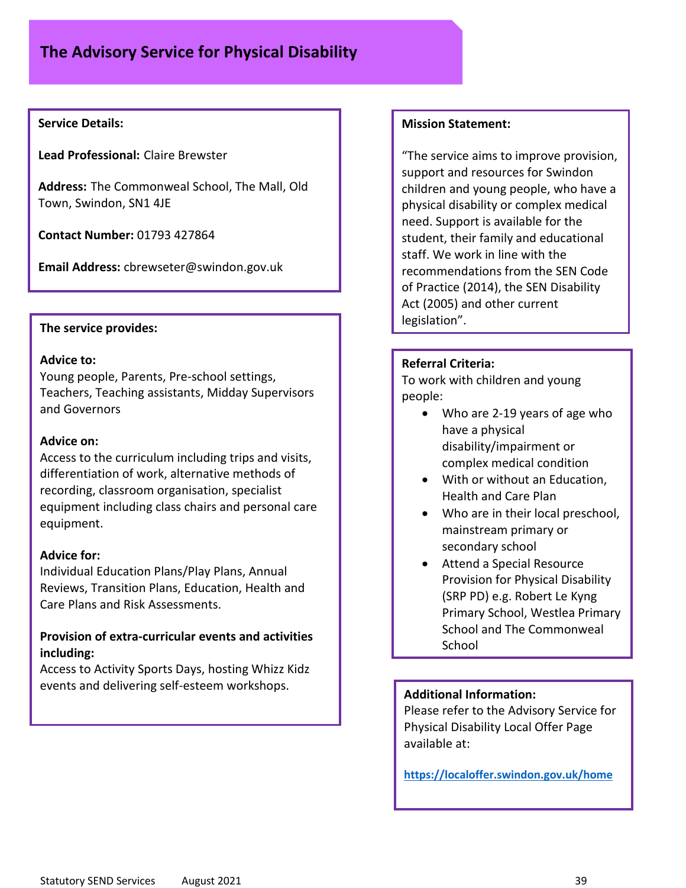## The Advisory Service for Physical Disability

**Service Details:**

**Lead Professional:** Claire Brewster

**Address:** The Commonweal School, The Mall, Old Town, Swindon, SN1 4JE

**Contact Number:** 01793 427864

**Email Address:** cbrewseter@swindon.gov.uk

**The service provides:**

**Advice to:**
Young people, Parents, Pre-school settings, Teachers, Teaching assistants, Midday Supervisors and Governors

**Advice on:**
Access to the curriculum including trips and visits, differentiation of work, alternative methods of recording, classroom organisation, specialist equipment including class chairs and personal care equipment.

**Advice for:**
Individual Education Plans/Play Plans, Annual Reviews, Transition Plans, Education, Health and Care Plans and Risk Assessments.

**Provision of extra-curricular events and activities including:**
Access to Activity Sports Days, hosting Whizz Kidz events and delivering self-esteem workshops.

**Mission Statement:**

"The service aims to improve provision, support and resources for Swindon children and young people, who have a physical disability or complex medical need. Support is available for the student, their family and educational staff. We work in line with the recommendations from the SEN Code of Practice (2014), the SEN Disability Act (2005) and other current legislation".

**Referral Criteria:**
To work with children and young people:

- Who are 2-19 years of age who have a physical disability/impairment or complex medical condition
- With or without an Education, Health and Care Plan
- Who are in their local preschool, mainstream primary or secondary school
- Attend a Special Resource Provision for Physical Disability (SRP PD) e.g. Robert Le Kyng Primary School, Westlea Primary School and The Commonweal School

**Additional Information:**
Please refer to the Advisory Service for Physical Disability Local Offer Page available at:

https://localoffer.swindon.gov.uk/home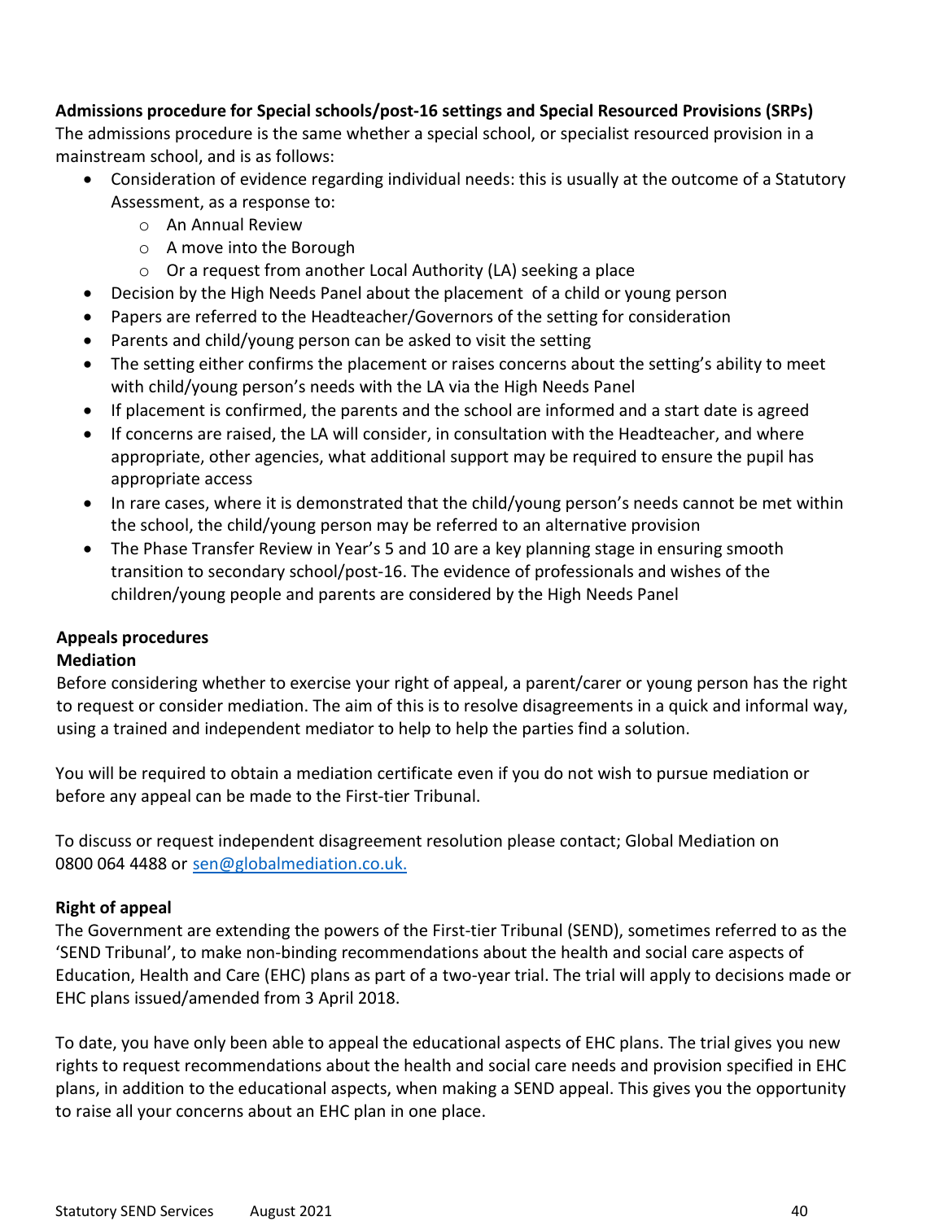**Admissions procedure for Special schools/post-16 settings and Special Resourced Provisions (SRPs)**

The admissions procedure is the same whether a special school, or specialist resourced provision in a mainstream school, and is as follows:

- Consideration of evidence regarding individual needs: this is usually at the outcome of a Statutory Assessment, as a response to:
  - An Annual Review
  - A move into the Borough
  - Or a request from another Local Authority (LA) seeking a place
- Decision by the High Needs Panel about the placement of a child or young person
- Papers are referred to the Headteacher/Governors of the setting for consideration
- Parents and child/young person can be asked to visit the setting
- The setting either confirms the placement or raises concerns about the setting's ability to meet with child/young person's needs with the LA via the High Needs Panel
- If placement is confirmed, the parents and the school are informed and a start date is agreed
- If concerns are raised, the LA will consider, in consultation with the Headteacher, and where appropriate, other agencies, what additional support may be required to ensure the pupil has appropriate access
- In rare cases, where it is demonstrated that the child/young person's needs cannot be met within the school, the child/young person may be referred to an alternative provision
- The Phase Transfer Review in Year's 5 and 10 are a key planning stage in ensuring smooth transition to secondary school/post-16. The evidence of professionals and wishes of the children/young people and parents are considered by the High Needs Panel

**Appeals procedures**

**Mediation**

Before considering whether to exercise your right of appeal, a parent/carer or young person has the right to request or consider mediation. The aim of this is to resolve disagreements in a quick and informal way, using a trained and independent mediator to help to help the parties find a solution.

You will be required to obtain a mediation certificate even if you do not wish to pursue mediation or before any appeal can be made to the First-tier Tribunal.

To discuss or request independent disagreement resolution please contact; Global Mediation on 0800 064 4488 or sen@globalmediation.co.uk.

**Right of appeal**

The Government are extending the powers of the First-tier Tribunal (SEND), sometimes referred to as the 'SEND Tribunal', to make non-binding recommendations about the health and social care aspects of Education, Health and Care (EHC) plans as part of a two-year trial. The trial will apply to decisions made or EHC plans issued/amended from 3 April 2018.

To date, you have only been able to appeal the educational aspects of EHC plans. The trial gives you new rights to request recommendations about the health and social care needs and provision specified in EHC plans, in addition to the educational aspects, when making a SEND appeal. This gives you the opportunity to raise all your concerns about an EHC plan in one place.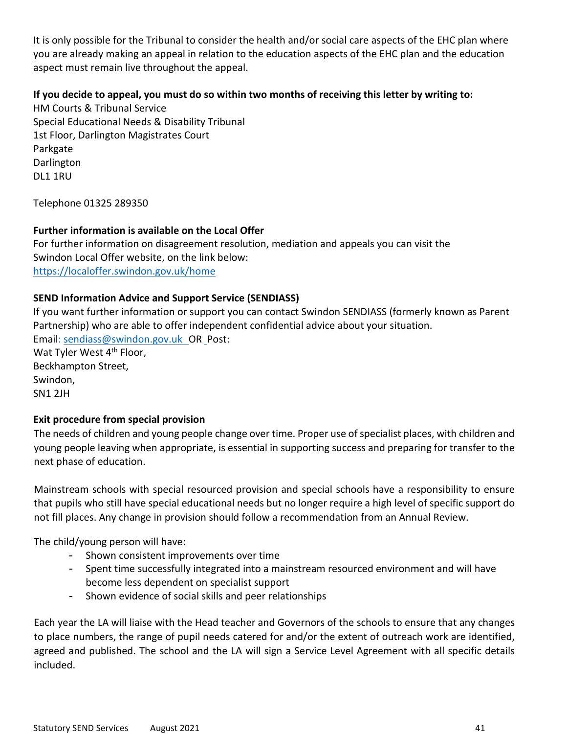It is only possible for the Tribunal to consider the health and/or social care aspects of the EHC plan where you are already making an appeal in relation to the education aspects of the EHC plan and the education aspect must remain live throughout the appeal.

**If you decide to appeal, you must do so within two months of receiving this letter by writing to:**
HM Courts & Tribunal Service
Special Educational Needs & Disability Tribunal
1st Floor, Darlington Magistrates Court
Parkgate
Darlington
DL1 1RU

Telephone 01325 289350

**Further information is available on the Local Offer**
For further information on disagreement resolution, mediation and appeals you can visit the Swindon Local Offer website, on the link below:
https://localoffer.swindon.gov.uk/home

**SEND Information Advice and Support Service (SENDIASS)**
If you want further information or support you can contact Swindon SENDIASS (formerly known as Parent Partnership) who are able to offer independent confidential advice about your situation.
Email: sendiass@swindon.gov.uk OR Post:
Wat Tyler West 4th Floor,
Beckhampton Street,
Swindon,
SN1 2JH

**Exit procedure from special provision**
The needs of children and young people change over time. Proper use of specialist places, with children and young people leaving when appropriate, is essential in supporting success and preparing for transfer to the next phase of education.

Mainstream schools with special resourced provision and special schools have a responsibility to ensure that pupils who still have special educational needs but no longer require a high level of specific support do not fill places. Any change in provision should follow a recommendation from an Annual Review.

The child/young person will have:

- Shown consistent improvements over time
- Spent time successfully integrated into a mainstream resourced environment and will have become less dependent on specialist support
- Shown evidence of social skills and peer relationships

Each year the LA will liaise with the Head teacher and Governors of the schools to ensure that any changes to place numbers, the range of pupil needs catered for and/or the extent of outreach work are identified, agreed and published. The school and the LA will sign a Service Level Agreement with all specific details included.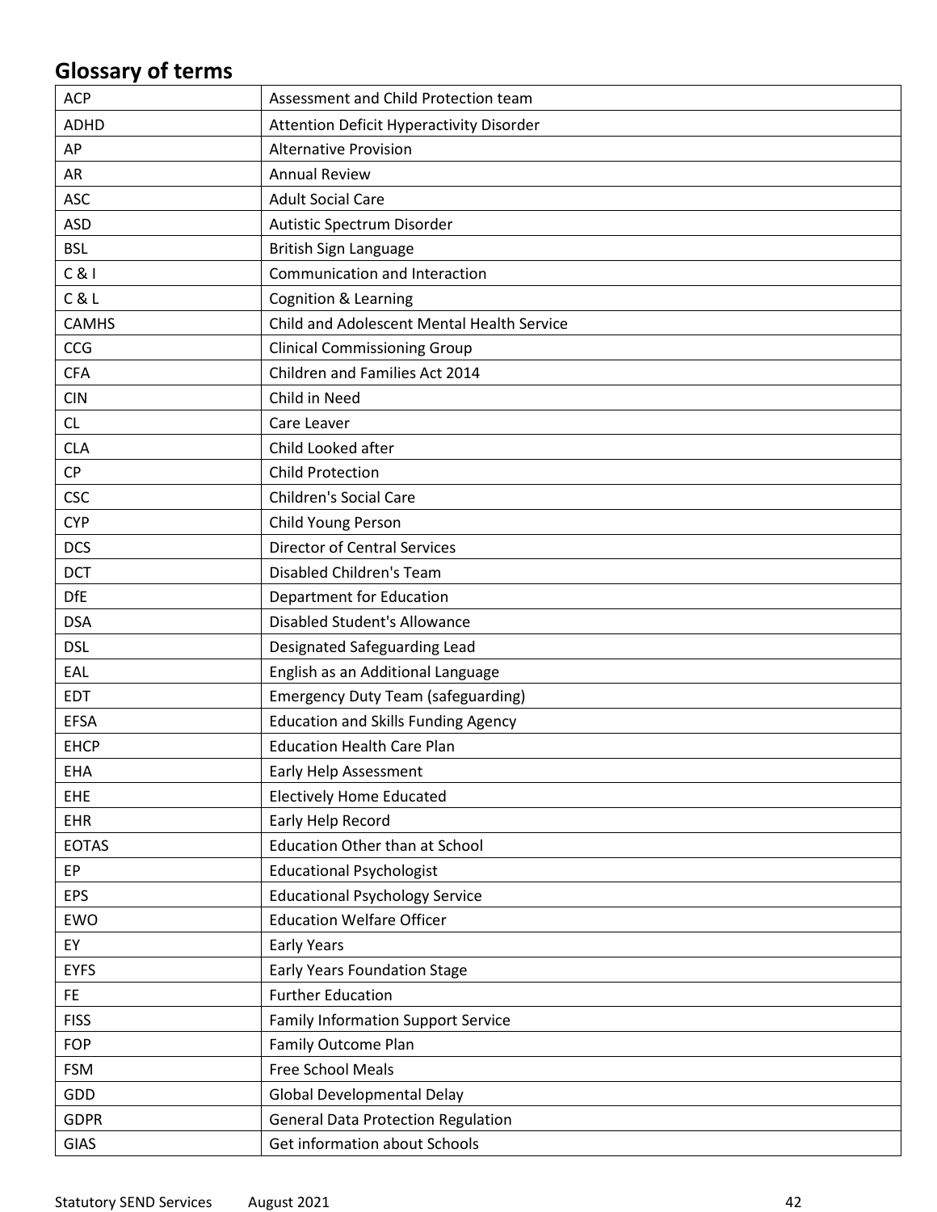## Glossary of terms

| | |
|---|---|
| ACP | Assessment and Child Protection team |
| ADHD | Attention Deficit Hyperactivity Disorder |
| AP | Alternative Provision |
| AR | Annual Review |
| ASC | Adult Social Care |
| ASD | Autistic Spectrum Disorder |
| BSL | British Sign Language |
| C & I | Communication and Interaction |
| C & L | Cognition & Learning |
| CAMHS | Child and Adolescent Mental Health Service |
| CCG | Clinical Commissioning Group |
| CFA | Children and Families Act 2014 |
| CIN | Child in Need |
| CL | Care Leaver |
| CLA | Child Looked after |
| CP | Child Protection |
| CSC | Children's Social Care |
| CYP | Child Young Person |
| DCS | Director of Central Services |
| DCT | Disabled Children's Team |
| DfE | Department for Education |
| DSA | Disabled Student's Allowance |
| DSL | Designated Safeguarding Lead |
| EAL | English as an Additional Language |
| EDT | Emergency Duty Team (safeguarding) |
| EFSA | Education and Skills Funding Agency |
| EHCP | Education Health Care Plan |
| EHA | Early Help Assessment |
| EHE | Electively Home Educated |
| EHR | Early Help Record |
| EOTAS | Education Other than at School |
| EP | Educational Psychologist |
| EPS | Educational Psychology Service |
| EWO | Education Welfare Officer |
| EY | Early Years |
| EYFS | Early Years Foundation Stage |
| FE | Further Education |
| FISS | Family Information Support Service |
| FOP | Family Outcome Plan |
| FSM | Free School Meals |
| GDD | Global Developmental Delay |
| GDPR | General Data Protection Regulation |
| GIAS | Get information about Schools |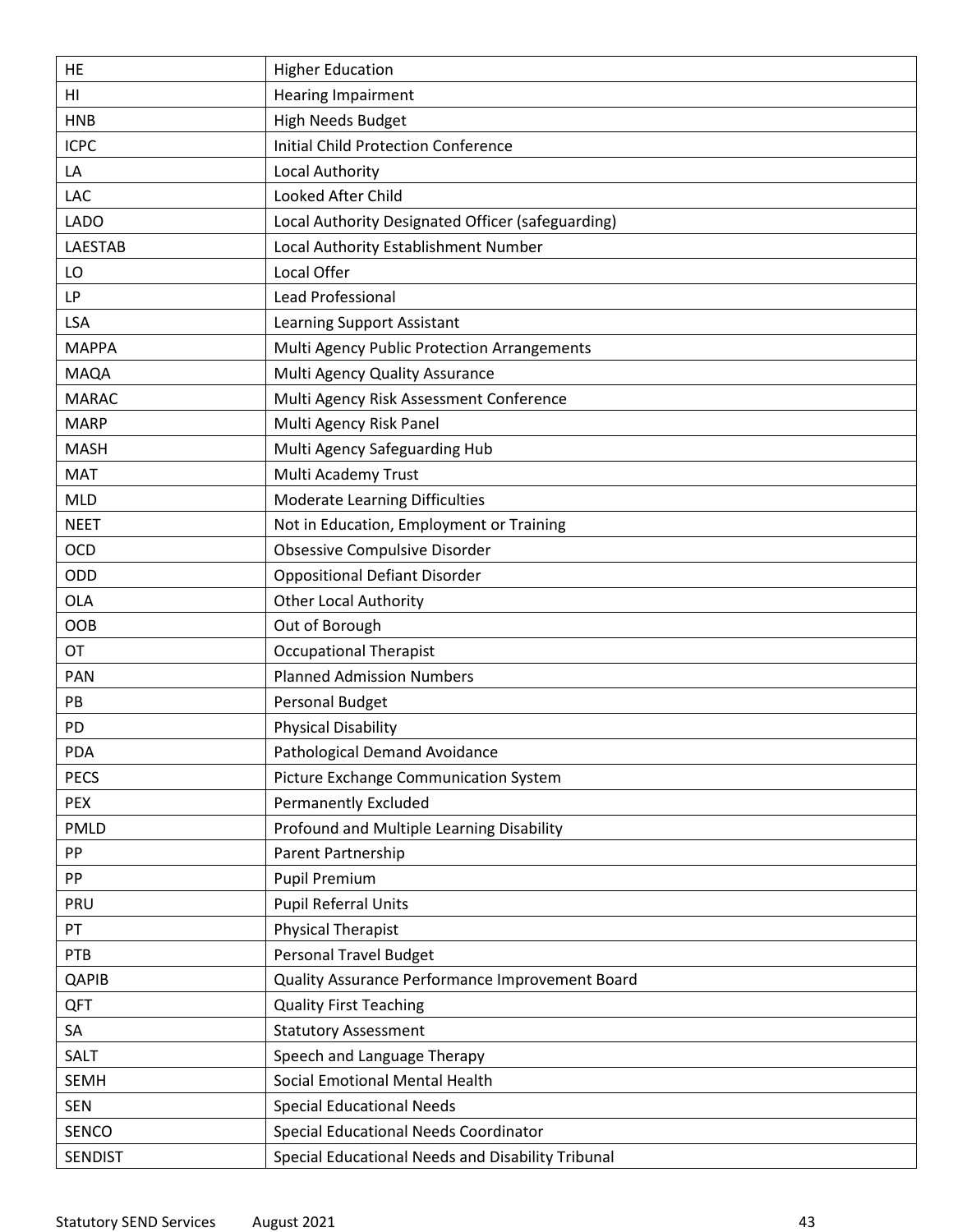| HE | Higher Education |
|---|---|
| HI | Hearing Impairment |
| HNB | High Needs Budget |
| ICPC | Initial Child Protection Conference |
| LA | Local Authority |
| LAC | Looked After Child |
| LADO | Local Authority Designated Officer (safeguarding) |
| LAESTAB | Local Authority Establishment Number |
| LO | Local Offer |
| LP | Lead Professional |
| LSA | Learning Support Assistant |
| MAPPA | Multi Agency Public Protection Arrangements |
| MAQA | Multi Agency Quality Assurance |
| MARAC | Multi Agency Risk Assessment Conference |
| MARP | Multi Agency Risk Panel |
| MASH | Multi Agency Safeguarding Hub |
| MAT | Multi Academy Trust |
| MLD | Moderate Learning Difficulties |
| NEET | Not in Education, Employment or Training |
| OCD | Obsessive Compulsive Disorder |
| ODD | Oppositional Defiant Disorder |
| OLA | Other Local Authority |
| OOB | Out of Borough |
| OT | Occupational Therapist |
| PAN | Planned Admission Numbers |
| PB | Personal Budget |
| PD | Physical Disability |
| PDA | Pathological Demand Avoidance |
| PECS | Picture Exchange Communication System |
| PEX | Permanently Excluded |
| PMLD | Profound and Multiple Learning Disability |
| PP | Parent Partnership |
| PP | Pupil Premium |
| PRU | Pupil Referral Units |
| PT | Physical Therapist |
| PTB | Personal Travel Budget |
| QAPIB | Quality Assurance Performance Improvement Board |
| QFT | Quality First Teaching |
| SA | Statutory Assessment |
| SALT | Speech and Language Therapy |
| SEMH | Social Emotional Mental Health |
| SEN | Special Educational Needs |
| SENCO | Special Educational Needs Coordinator |
| SENDIST | Special Educational Needs and Disability Tribunal |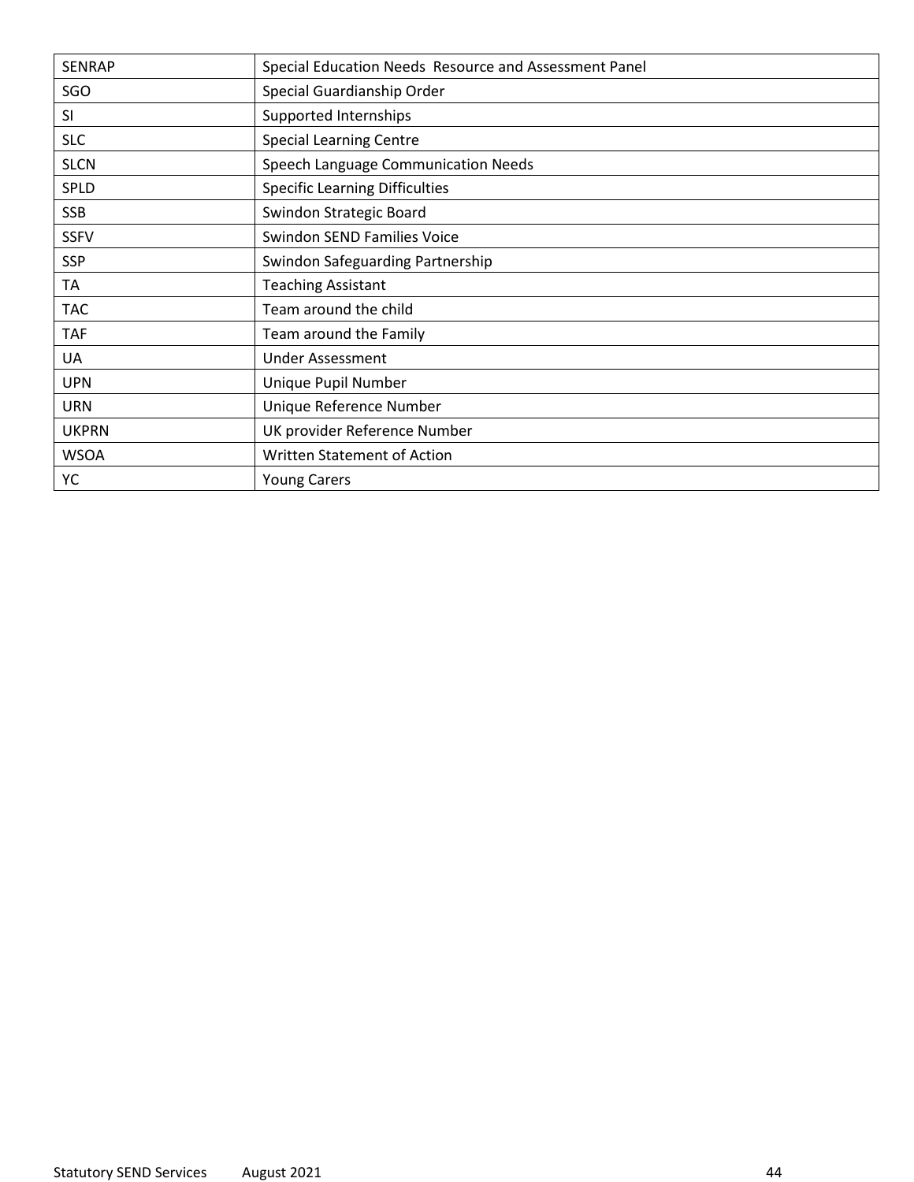| | |
|---|---|
| SENRAP | Special Education Needs  Resource and Assessment Panel |
| SGO | Special Guardianship Order |
| SI | Supported Internships |
| SLC | Special Learning Centre |
| SLCN | Speech Language Communication Needs |
| SPLD | Specific Learning Difficulties |
| SSB | Swindon Strategic Board |
| SSFV | Swindon SEND Families Voice |
| SSP | Swindon Safeguarding Partnership |
| TA | Teaching Assistant |
| TAC | Team around the child |
| TAF | Team around the Family |
| UA | Under Assessment |
| UPN | Unique Pupil Number |
| URN | Unique Reference Number |
| UKPRN | UK provider Reference Number |
| WSOA | Written Statement of Action |
| YC | Young Carers |